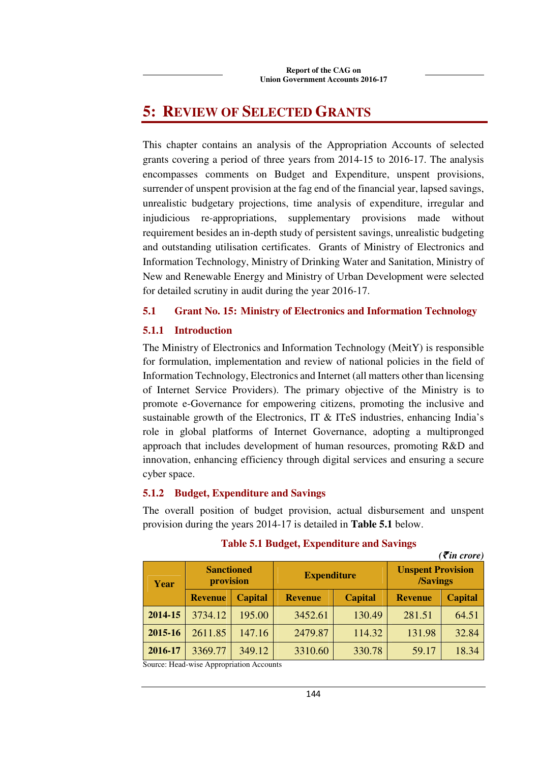# 5: REVIEW OF SELECTED GRANTS

This chapter contains an analysis of the Appropriation Accounts of selected grants covering a period of three years from 2014-15 to 2016-17. The analysis encompasses comments on Budget and Expenditure, unspent provisions, surrender of unspent provision at the fag end of the financial year, lapsed savings, unrealistic budgetary projections, time analysis of expenditure, irregular and injudicious re-appropriations, supplementary provisions made without requirement besides an in-depth study of persistent savings, unrealistic budgeting and outstanding utilisation certificates. Grants of Ministry of Electronics and Information Technology, Ministry of Drinking Water and Sanitation, Ministry of New and Renewable Energy and Ministry of Urban Development were selected for detailed scrutiny in audit during the year 2016-17.

## 5.1 Grant No. 15: Ministry of Electronics and Information Technology

### 5.1.1 Introduction

The Ministry of Electronics and Information Technology (MeitY) is responsible for formulation, implementation and review of national policies in the field of Information Technology, Electronics and Internet (all matters other than licensing of Internet Service Providers). The primary objective of the Ministry is to promote e-Governance for empowering citizens, promoting the inclusive and sustainable growth of the Electronics, IT & ITeS industries, enhancing India's role in global platforms of Internet Governance, adopting a multipronged approach that includes development of human resources, promoting R&D and innovation, enhancing efficiency through digital services and ensuring a secure cyber space.

### 5.1.2 Budget, Expenditure and Savings

The overall position of budget provision, actual disbursement and unspent provision during the years 2014-17 is detailed in **Table 5.1** below.

**Table 5.1 Budget, Expenditure and Savings**

*(₹in crore)*

| Year | Sanctioned provision | | Expenditure | | Unspent Provision /Savings | |
|---|---|---|---|---|---|---|
| | Revenue | Capital | Revenue | Capital | Revenue | Capital |
| **2014-15** | 3734.12 | 195.00 | 3452.61 | 130.49 | 281.51 | 64.51 |
| **2015-16** | 2611.85 | 147.16 | 2479.87 | 114.32 | 131.98 | 32.84 |
| **2016-17** | 3369.77 | 349.12 | 3310.60 | 330.78 | 59.17 | 18.34 |

Source: Head-wise Appropriation Accounts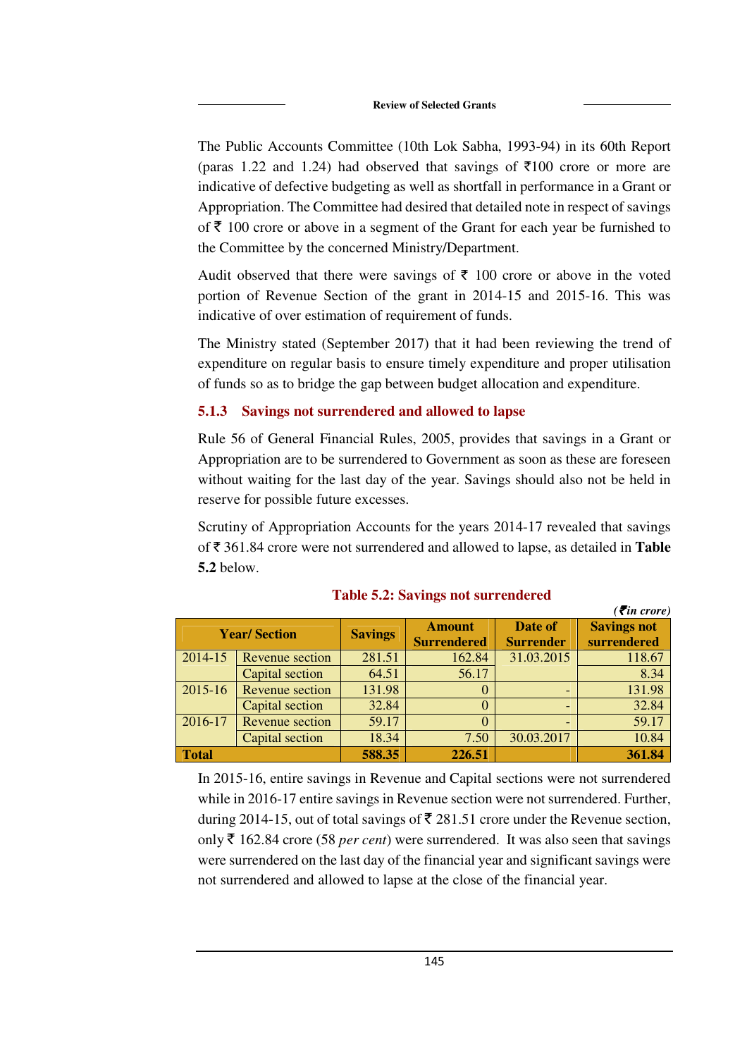The Public Accounts Committee (10th Lok Sabha, 1993-94) in its 60th Report (paras 1.22 and 1.24) had observed that savings of ₹100 crore or more are indicative of defective budgeting as well as shortfall in performance in a Grant or Appropriation. The Committee had desired that detailed note in respect of savings of ₹ 100 crore or above in a segment of the Grant for each year be furnished to the Committee by the concerned Ministry/Department.

Audit observed that there were savings of ₹ 100 crore or above in the voted portion of Revenue Section of the grant in 2014-15 and 2015-16. This was indicative of over estimation of requirement of funds.

The Ministry stated (September 2017) that it had been reviewing the trend of expenditure on regular basis to ensure timely expenditure and proper utilisation of funds so as to bridge the gap between budget allocation and expenditure.

### 5.1.3 Savings not surrendered and allowed to lapse

Rule 56 of General Financial Rules, 2005, provides that savings in a Grant or Appropriation are to be surrendered to Government as soon as these are foreseen without waiting for the last day of the year. Savings should also not be held in reserve for possible future excesses.

Scrutiny of Appropriation Accounts for the years 2014-17 revealed that savings of ₹ 361.84 crore were not surrendered and allowed to lapse, as detailed in **Table 5.2** below.

**Table 5.2: Savings not surrendered**

*(₹in crore)*

| Year/ Section | | Savings | Amount Surrendered | Date of Surrender | Savings not surrendered |
|---|---|---|---|---|---|
| 2014-15 | Revenue section | 281.51 | 162.84 | 31.03.2015 | 118.67 |
| | Capital section | 64.51 | 56.17 | | 8.34 |
| 2015-16 | Revenue section | 131.98 | 0 | - | 131.98 |
| | Capital section | 32.84 | 0 | - | 32.84 |
| 2016-17 | Revenue section | 59.17 | 0 | - | 59.17 |
| | Capital section | 18.34 | 7.50 | 30.03.2017 | 10.84 |
| **Total** | | **588.35** | **226.51** | | **361.84** |

In 2015-16, entire savings in Revenue and Capital sections were not surrendered while in 2016-17 entire savings in Revenue section were not surrendered. Further, during 2014-15, out of total savings of ₹ 281.51 crore under the Revenue section, only ₹ 162.84 crore (58 *per cent*) were surrendered. It was also seen that savings were surrendered on the last day of the financial year and significant savings were not surrendered and allowed to lapse at the close of the financial year.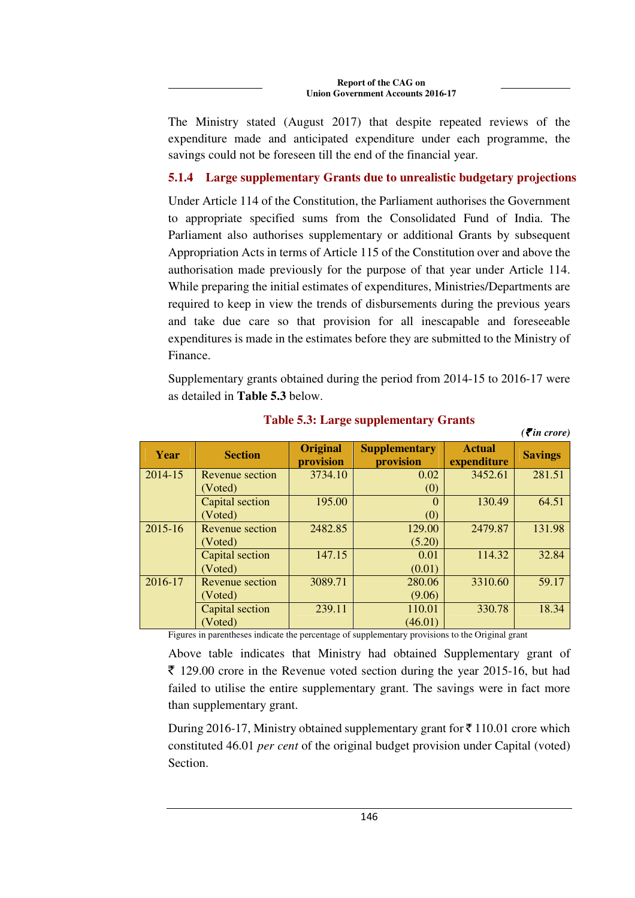The Ministry stated (August 2017) that despite repeated reviews of the expenditure made and anticipated expenditure under each programme, the savings could not be foreseen till the end of the financial year.

### 5.1.4 Large supplementary Grants due to unrealistic budgetary projections

Under Article 114 of the Constitution, the Parliament authorises the Government to appropriate specified sums from the Consolidated Fund of India. The Parliament also authorises supplementary or additional Grants by subsequent Appropriation Acts in terms of Article 115 of the Constitution over and above the authorisation made previously for the purpose of that year under Article 114. While preparing the initial estimates of expenditures, Ministries/Departments are required to keep in view the trends of disbursements during the previous years and take due care so that provision for all inescapable and foreseeable expenditures is made in the estimates before they are submitted to the Ministry of Finance.

Supplementary grants obtained during the period from 2014-15 to 2016-17 were as detailed in **Table 5.3** below.

**Table 5.3: Large supplementary Grants**

*(₹in crore)*

| Year | Section | Original provision | Supplementary provision | Actual expenditure | Savings |
|---|---|---|---|---|---|
| 2014-15 | Revenue section (Voted) | 3734.10 | 0.02 (0) | 3452.61 | 281.51 |
| | Capital section (Voted) | 195.00 | 0 (0) | 130.49 | 64.51 |
| 2015-16 | Revenue section (Voted) | 2482.85 | 129.00 (5.20) | 2479.87 | 131.98 |
| | Capital section (Voted) | 147.15 | 0.01 (0.01) | 114.32 | 32.84 |
| 2016-17 | Revenue section (Voted) | 3089.71 | 280.06 (9.06) | 3310.60 | 59.17 |
| | Capital section (Voted) | 239.11 | 110.01 (46.01) | 330.78 | 18.34 |

Figures in parentheses indicate the percentage of supplementary provisions to the Original grant

Above table indicates that Ministry had obtained Supplementary grant of ₹ 129.00 crore in the Revenue voted section during the year 2015-16, but had failed to utilise the entire supplementary grant. The savings were in fact more than supplementary grant.

During 2016-17, Ministry obtained supplementary grant for ₹ 110.01 crore which constituted 46.01 *per cent* of the original budget provision under Capital (voted) Section.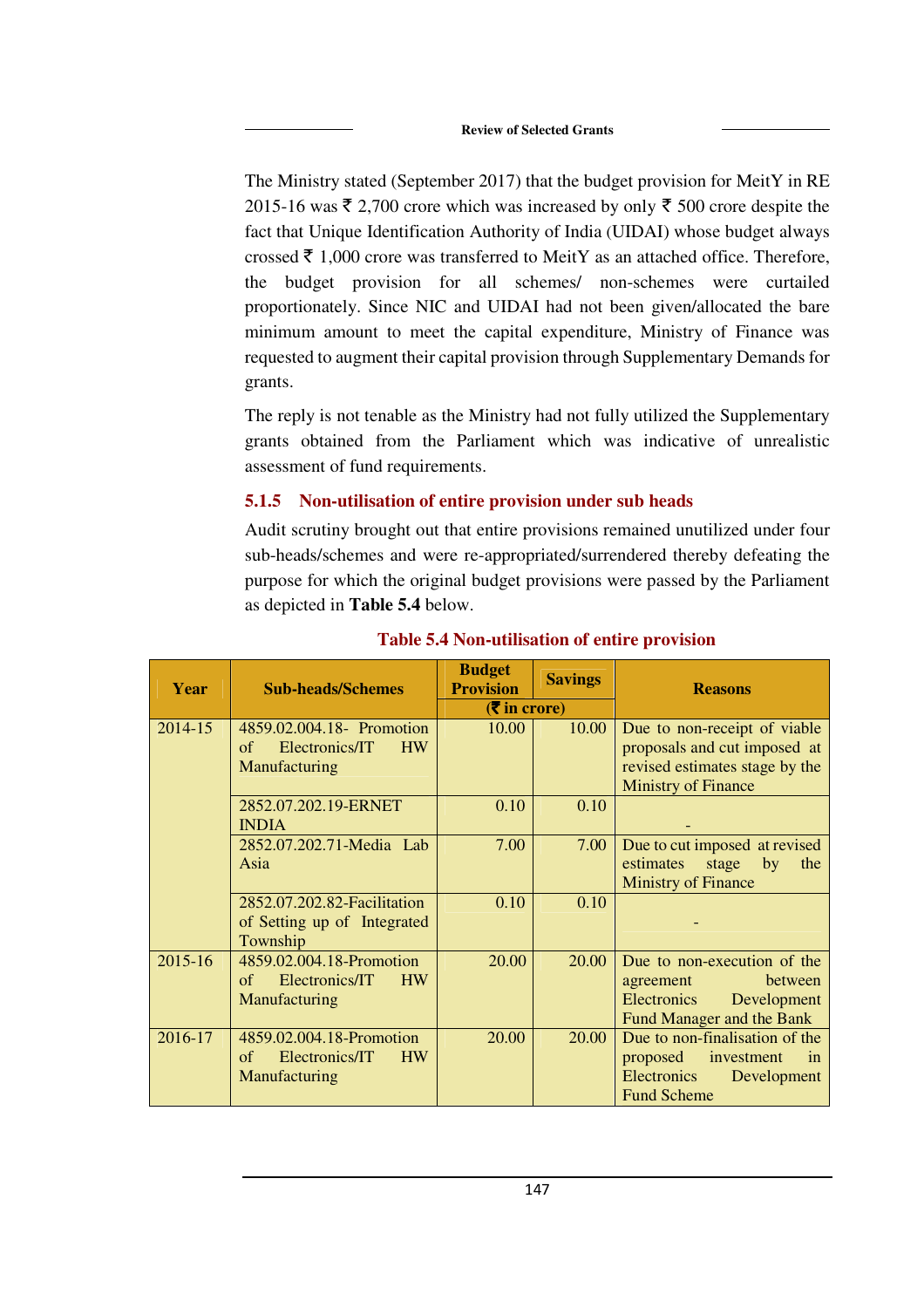The Ministry stated (September 2017) that the budget provision for MeitY in RE 2015-16 was ₹ 2,700 crore which was increased by only ₹ 500 crore despite the fact that Unique Identification Authority of India (UIDAI) whose budget always crossed ₹ 1,000 crore was transferred to MeitY as an attached office. Therefore, the budget provision for all schemes/ non-schemes were curtailed proportionately. Since NIC and UIDAI had not been given/allocated the bare minimum amount to meet the capital expenditure, Ministry of Finance was requested to augment their capital provision through Supplementary Demands for grants.

The reply is not tenable as the Ministry had not fully utilized the Supplementary grants obtained from the Parliament which was indicative of unrealistic assessment of fund requirements.

### 5.1.5 Non-utilisation of entire provision under sub heads

Audit scrutiny brought out that entire provisions remained unutilized under four sub-heads/schemes and were re-appropriated/surrendered thereby defeating the purpose for which the original budget provisions were passed by the Parliament as depicted in **Table 5.4** below.

**Table 5.4 Non-utilisation of entire provision**

| Year | Sub-heads/Schemes | Budget Provision | Savings | Reasons |
|---|---|---|---|---|
| | | (₹ in crore) | | |
| 2014-15 | 4859.02.004.18- Promotion of Electronics/IT HW Manufacturing | 10.00 | 10.00 | Due to non-receipt of viable proposals and cut imposed at revised estimates stage by the Ministry of Finance |
| | 2852.07.202.19-ERNET INDIA | 0.10 | 0.10 | - |
| | 2852.07.202.71-Media Lab Asia | 7.00 | 7.00 | Due to cut imposed at revised estimates stage by the Ministry of Finance |
| | 2852.07.202.82-Facilitation of Setting up of Integrated Township | 0.10 | 0.10 | - |
| 2015-16 | 4859.02.004.18-Promotion of Electronics/IT HW Manufacturing | 20.00 | 20.00 | Due to non-execution of the agreement between Electronics Development Fund Manager and the Bank |
| 2016-17 | 4859.02.004.18-Promotion of Electronics/IT HW Manufacturing | 20.00 | 20.00 | Due to non-finalisation of the proposed investment in Electronics Development Fund Scheme |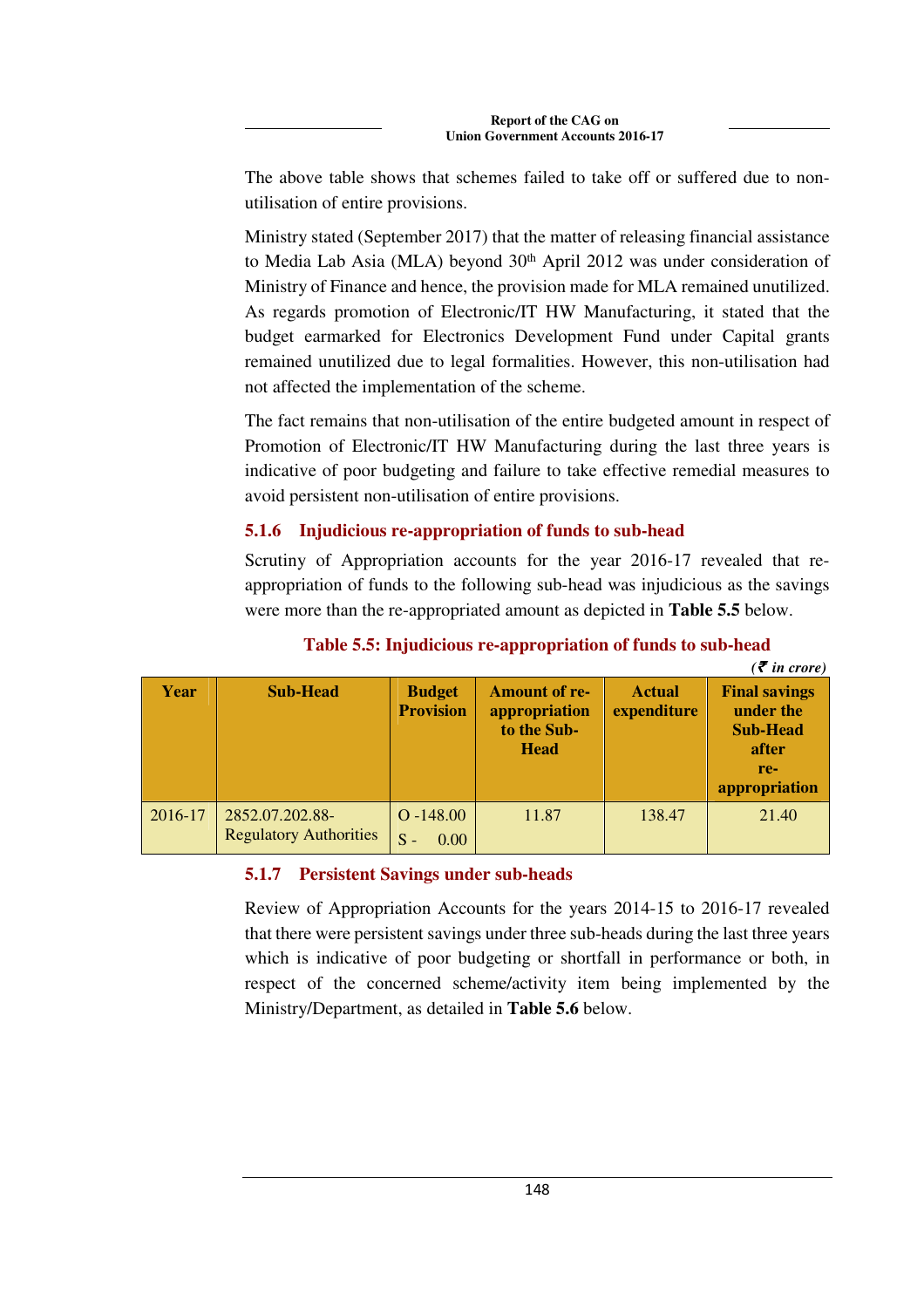The above table shows that schemes failed to take off or suffered due to non-utilisation of entire provisions.

Ministry stated (September 2017) that the matter of releasing financial assistance to Media Lab Asia (MLA) beyond 30th April 2012 was under consideration of Ministry of Finance and hence, the provision made for MLA remained unutilized. As regards promotion of Electronic/IT HW Manufacturing, it stated that the budget earmarked for Electronics Development Fund under Capital grants remained unutilized due to legal formalities. However, this non-utilisation had not affected the implementation of the scheme.

The fact remains that non-utilisation of the entire budgeted amount in respect of Promotion of Electronic/IT HW Manufacturing during the last three years is indicative of poor budgeting and failure to take effective remedial measures to avoid persistent non-utilisation of entire provisions.

### 5.1.6 Injudicious re-appropriation of funds to sub-head

Scrutiny of Appropriation accounts for the year 2016-17 revealed that re-appropriation of funds to the following sub-head was injudicious as the savings were more than the re-appropriated amount as depicted in **Table 5.5** below.

**Table 5.5: Injudicious re-appropriation of funds to sub-head**

*(₹ in crore)*

| Year | Sub-Head | Budget Provision | Amount of re-appropriation to the Sub-Head | Actual expenditure | Final savings under the Sub-Head after re-appropriation |
|---|---|---|---|---|---|
| 2016-17 | 2852.07.202.88-Regulatory Authorities | O -148.00<br>S - 0.00 | 11.87 | 138.47 | 21.40 |

### 5.1.7 Persistent Savings under sub-heads

Review of Appropriation Accounts for the years 2014-15 to 2016-17 revealed that there were persistent savings under three sub-heads during the last three years which is indicative of poor budgeting or shortfall in performance or both, in respect of the concerned scheme/activity item being implemented by the Ministry/Department, as detailed in **Table 5.6** below.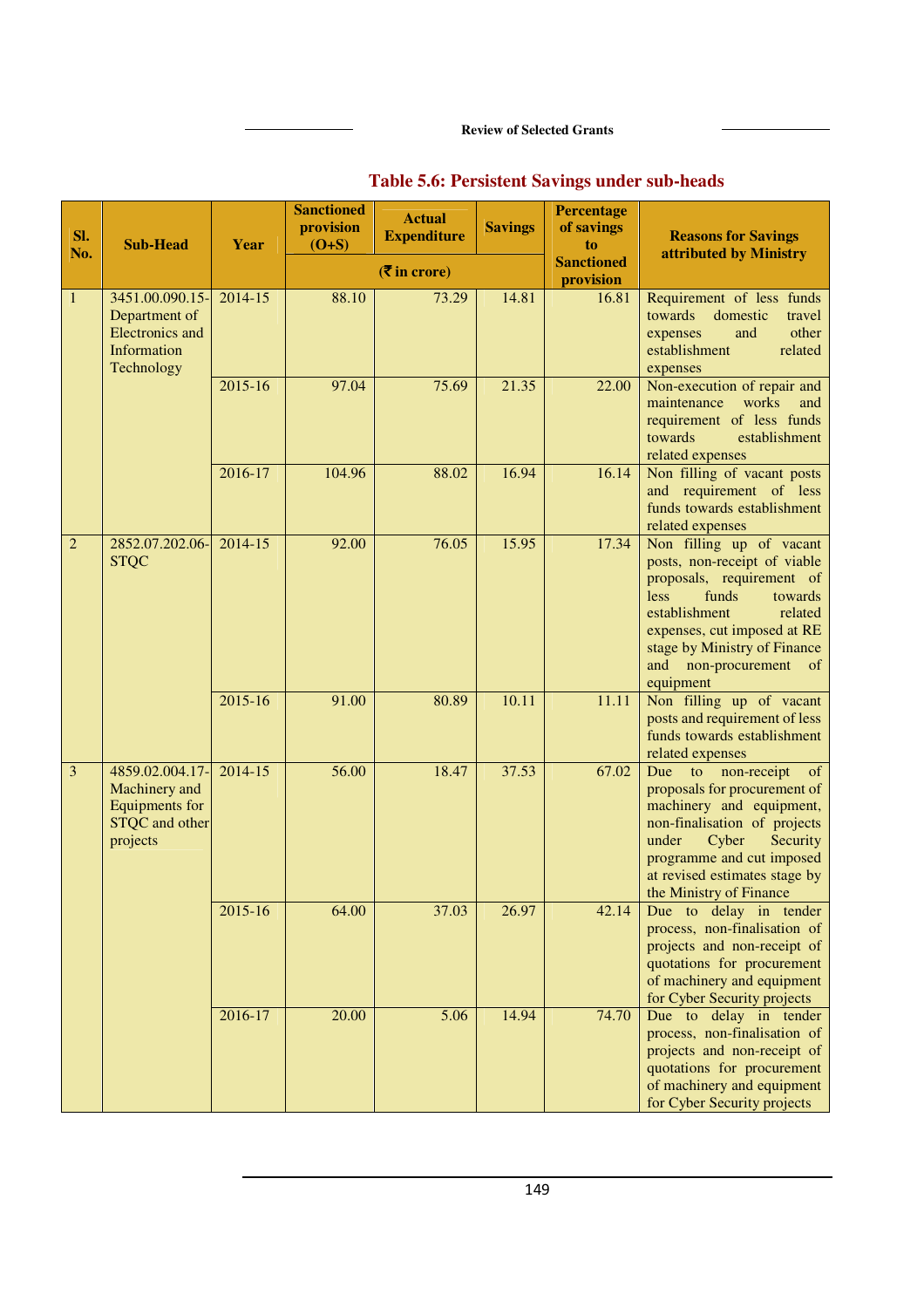## Table 5.6: Persistent Savings under sub-heads

| Sl. No. | Sub-Head | Year | Sanctioned provision (O+S) | Actual Expenditure | Savings | Percentage of savings to Sanctioned provision | Reasons for Savings attributed by Ministry |
|---|---|---|---|---|---|---|---|
| | | | (₹ in crore) | | | | |
| 1 | 3451.00.090.15-Department of Electronics and Information Technology | 2014-15 | 88.10 | 73.29 | 14.81 | 16.81 | Requirement of less funds towards domestic travel expenses and other establishment related expenses |
| | | 2015-16 | 97.04 | 75.69 | 21.35 | 22.00 | Non-execution of repair and maintenance works and requirement of less funds towards establishment related expenses |
| | | 2016-17 | 104.96 | 88.02 | 16.94 | 16.14 | Non filling of vacant posts and requirement of less funds towards establishment related expenses |
| 2 | 2852.07.202.06-STQC | 2014-15 | 92.00 | 76.05 | 15.95 | 17.34 | Non filling up of vacant posts, non-receipt of viable proposals, requirement of less funds towards establishment related expenses, cut imposed at RE stage by Ministry of Finance and non-procurement of equipment |
| | | 2015-16 | 91.00 | 80.89 | 10.11 | 11.11 | Non filling up of vacant posts and requirement of less funds towards establishment related expenses |
| 3 | 4859.02.004.17-Machinery and Equipments for STQC and other projects | 2014-15 | 56.00 | 18.47 | 37.53 | 67.02 | Due to non-receipt of proposals for procurement of machinery and equipment, non-finalisation of projects under Cyber Security programme and cut imposed at revised estimates stage by the Ministry of Finance |
| | | 2015-16 | 64.00 | 37.03 | 26.97 | 42.14 | Due to delay in tender process, non-finalisation of projects and non-receipt of quotations for procurement of machinery and equipment for Cyber Security projects |
| | | 2016-17 | 20.00 | 5.06 | 14.94 | 74.70 | Due to delay in tender process, non-finalisation of projects and non-receipt of quotations for procurement of machinery and equipment for Cyber Security projects |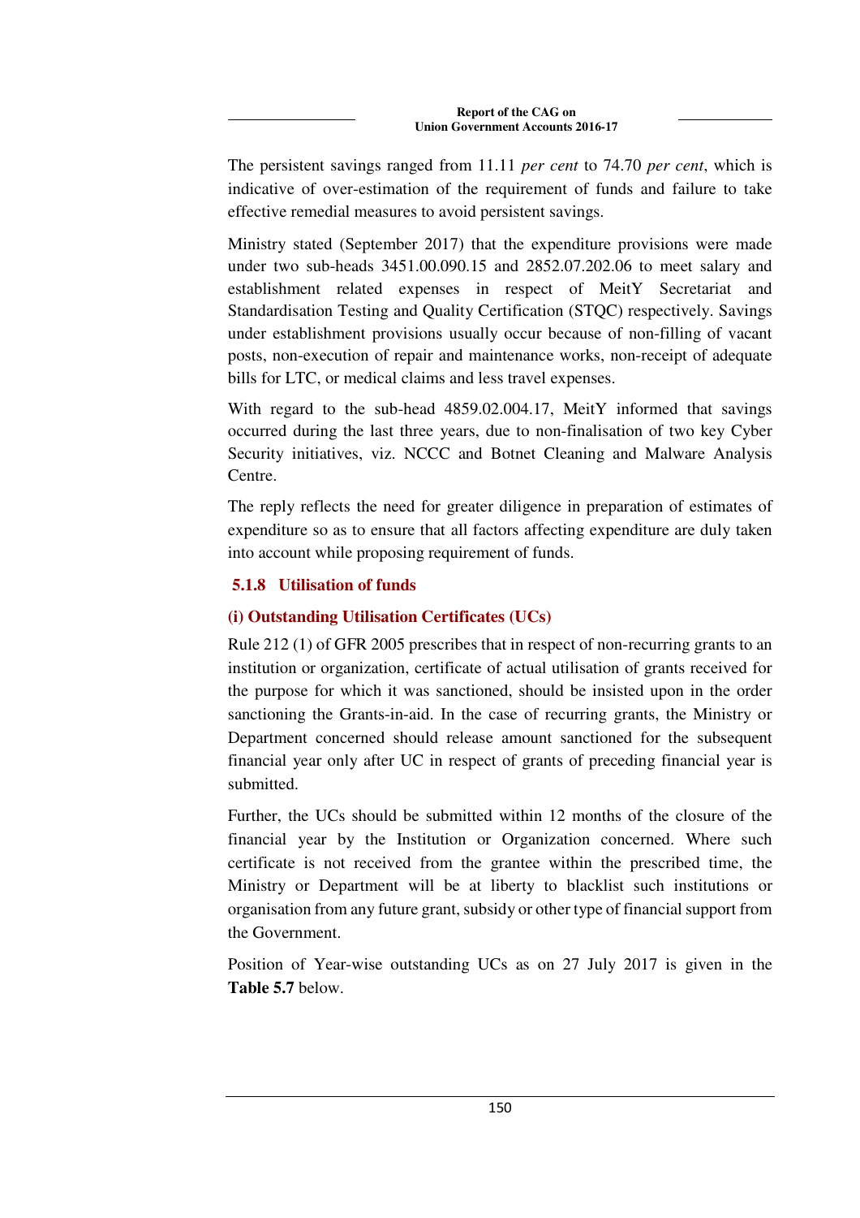The persistent savings ranged from 11.11 *per cent* to 74.70 *per cent*, which is indicative of over-estimation of the requirement of funds and failure to take effective remedial measures to avoid persistent savings.

Ministry stated (September 2017) that the expenditure provisions were made under two sub-heads 3451.00.090.15 and 2852.07.202.06 to meet salary and establishment related expenses in respect of MeitY Secretariat and Standardisation Testing and Quality Certification (STQC) respectively. Savings under establishment provisions usually occur because of non-filling of vacant posts, non-execution of repair and maintenance works, non-receipt of adequate bills for LTC, or medical claims and less travel expenses.

With regard to the sub-head 4859.02.004.17, MeitY informed that savings occurred during the last three years, due to non-finalisation of two key Cyber Security initiatives, viz. NCCC and Botnet Cleaning and Malware Analysis Centre.

The reply reflects the need for greater diligence in preparation of estimates of expenditure so as to ensure that all factors affecting expenditure are duly taken into account while proposing requirement of funds.

### 5.1.8 Utilisation of funds

#### (i) Outstanding Utilisation Certificates (UCs)

Rule 212 (1) of GFR 2005 prescribes that in respect of non-recurring grants to an institution or organization, certificate of actual utilisation of grants received for the purpose for which it was sanctioned, should be insisted upon in the order sanctioning the Grants-in-aid. In the case of recurring grants, the Ministry or Department concerned should release amount sanctioned for the subsequent financial year only after UC in respect of grants of preceding financial year is submitted.

Further, the UCs should be submitted within 12 months of the closure of the financial year by the Institution or Organization concerned. Where such certificate is not received from the grantee within the prescribed time, the Ministry or Department will be at liberty to blacklist such institutions or organisation from any future grant, subsidy or other type of financial support from the Government.

Position of Year-wise outstanding UCs as on 27 July 2017 is given in the **Table 5.7** below.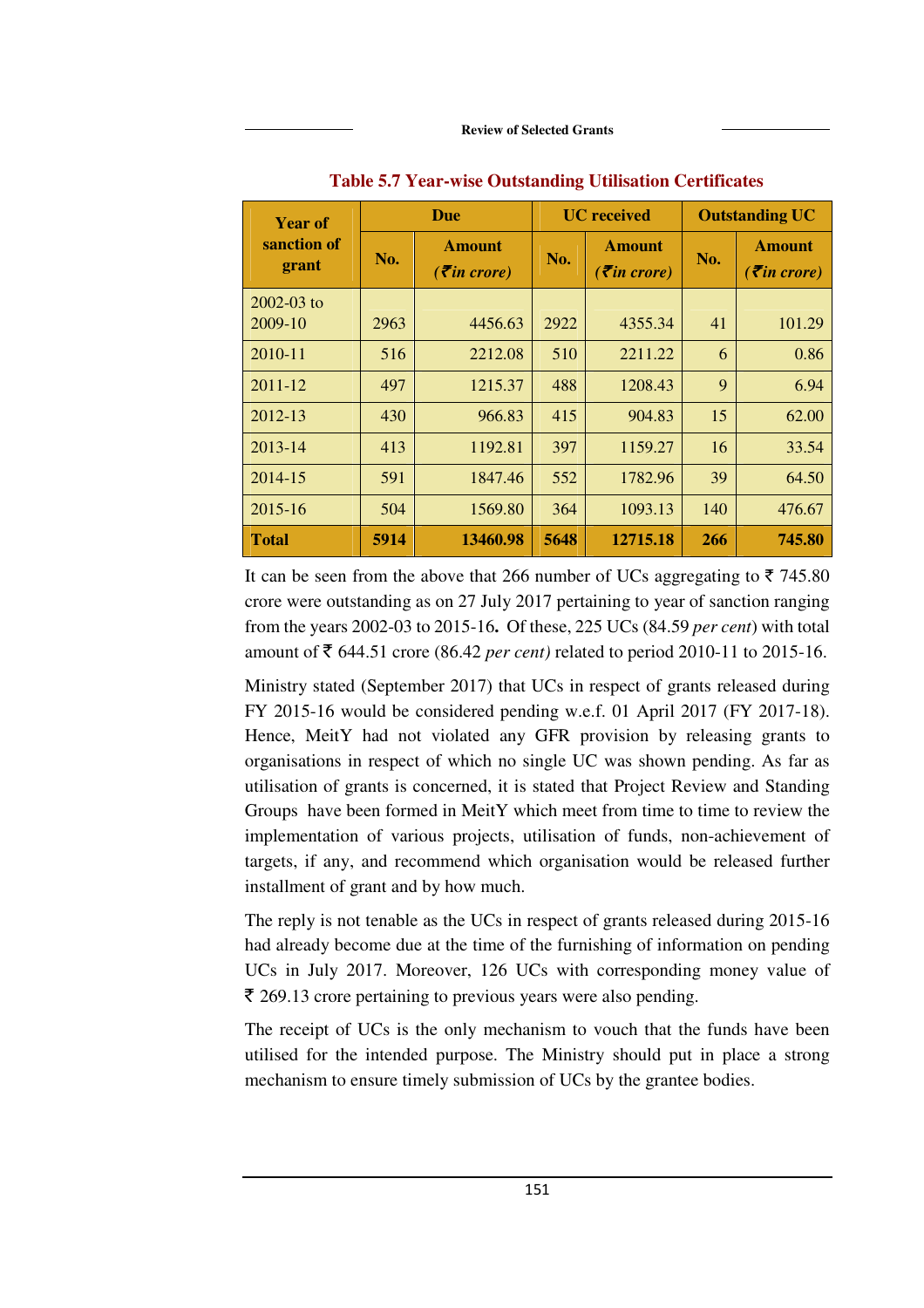**Table 5.7 Year-wise Outstanding Utilisation Certificates**

| Year of sanction of grant | Due | | UC received | | Outstanding UC | |
|---|---|---|---|---|---|---|
| | No. | Amount (₹in crore) | No. | Amount (₹in crore) | No. | Amount (₹in crore) |
| 2002-03 to 2009-10 | 2963 | 4456.63 | 2922 | 4355.34 | 41 | 101.29 |
| 2010-11 | 516 | 2212.08 | 510 | 2211.22 | 6 | 0.86 |
| 2011-12 | 497 | 1215.37 | 488 | 1208.43 | 9 | 6.94 |
| 2012-13 | 430 | 966.83 | 415 | 904.83 | 15 | 62.00 |
| 2013-14 | 413 | 1192.81 | 397 | 1159.27 | 16 | 33.54 |
| 2014-15 | 591 | 1847.46 | 552 | 1782.96 | 39 | 64.50 |
| 2015-16 | 504 | 1569.80 | 364 | 1093.13 | 140 | 476.67 |
| **Total** | **5914** | **13460.98** | **5648** | **12715.18** | **266** | **745.80** |

It can be seen from the above that 266 number of UCs aggregating to ₹ 745.80 crore were outstanding as on 27 July 2017 pertaining to year of sanction ranging from the years 2002-03 to 2015-16**.** Of these, 225 UCs (84.59 *per cent*) with total amount of ₹ 644.51 crore (86.42 *per cent)* related to period 2010-11 to 2015-16.

Ministry stated (September 2017) that UCs in respect of grants released during FY 2015-16 would be considered pending w.e.f. 01 April 2017 (FY 2017-18). Hence, MeitY had not violated any GFR provision by releasing grants to organisations in respect of which no single UC was shown pending. As far as utilisation of grants is concerned, it is stated that Project Review and Standing Groups have been formed in MeitY which meet from time to time to review the implementation of various projects, utilisation of funds, non-achievement of targets, if any, and recommend which organisation would be released further installment of grant and by how much.

The reply is not tenable as the UCs in respect of grants released during 2015-16 had already become due at the time of the furnishing of information on pending UCs in July 2017. Moreover, 126 UCs with corresponding money value of ₹ 269.13 crore pertaining to previous years were also pending.

The receipt of UCs is the only mechanism to vouch that the funds have been utilised for the intended purpose. The Ministry should put in place a strong mechanism to ensure timely submission of UCs by the grantee bodies.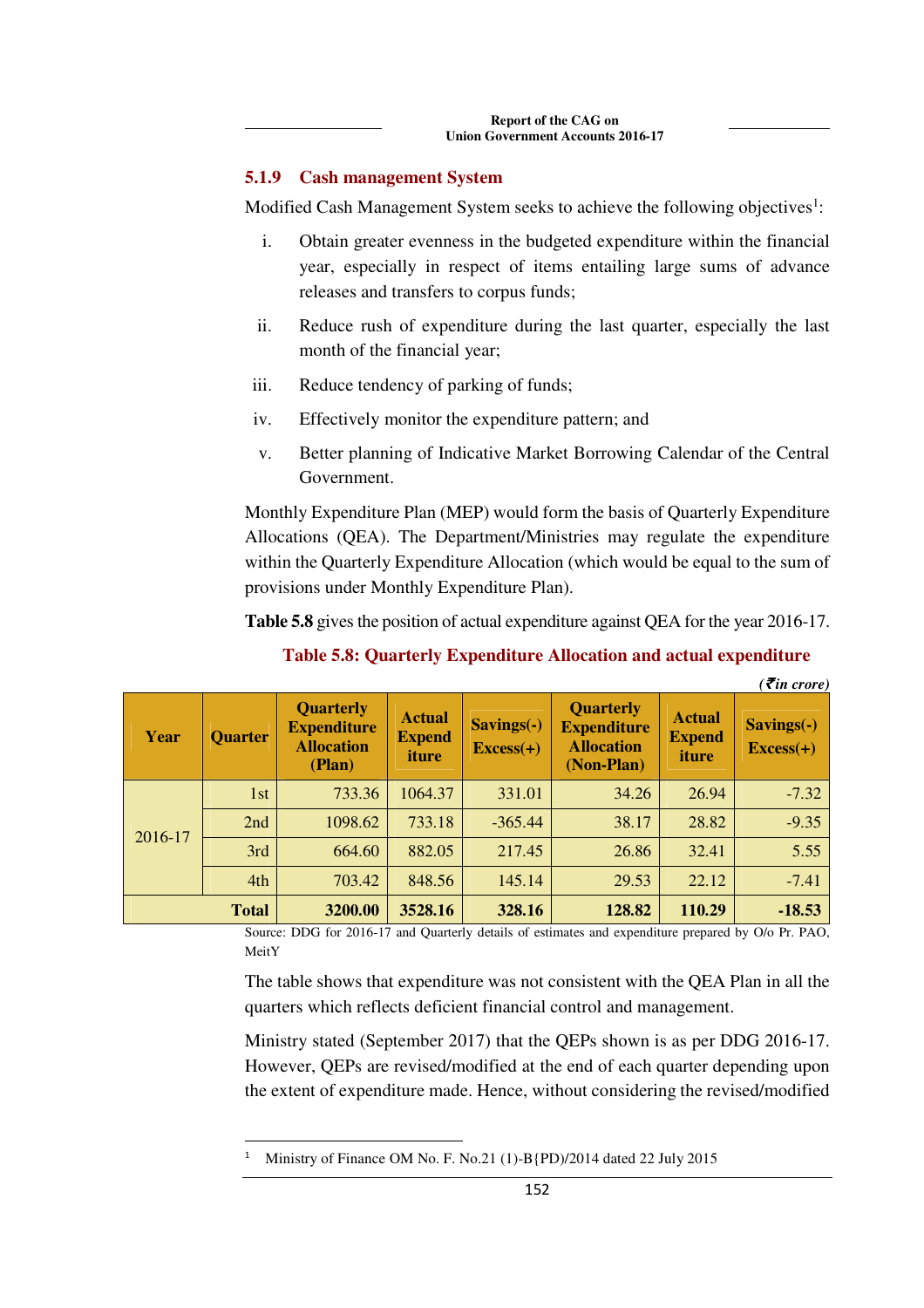### 5.1.9 Cash management System

Modified Cash Management System seeks to achieve the following objectives[1]:

i. Obtain greater evenness in the budgeted expenditure within the financial year, especially in respect of items entailing large sums of advance releases and transfers to corpus funds;

ii. Reduce rush of expenditure during the last quarter, especially the last month of the financial year;

iii. Reduce tendency of parking of funds;

iv. Effectively monitor the expenditure pattern; and

v. Better planning of Indicative Market Borrowing Calendar of the Central Government.

Monthly Expenditure Plan (MEP) would form the basis of Quarterly Expenditure Allocations (QEA). The Department/Ministries may regulate the expenditure within the Quarterly Expenditure Allocation (which would be equal to the sum of provisions under Monthly Expenditure Plan).

**Table 5.8** gives the position of actual expenditure against QEA for the year 2016-17.

**Table 5.8: Quarterly Expenditure Allocation and actual expenditure**

*(₹in crore)*

| Year | Quarter | Quarterly Expenditure Allocation (Plan) | Actual Expenditure | Savings(-) Excess(+) | Quarterly Expenditure Allocation (Non-Plan) | Actual Expenditure | Savings(-) Excess(+) |
|---|---|---|---|---|---|---|---|
| 2016-17 | 1st | 733.36 | 1064.37 | 331.01 | 34.26 | 26.94 | -7.32 |
| | 2nd | 1098.62 | 733.18 | -365.44 | 38.17 | 28.82 | -9.35 |
| | 3rd | 664.60 | 882.05 | 217.45 | 26.86 | 32.41 | 5.55 |
| | 4th | 703.42 | 848.56 | 145.14 | 29.53 | 22.12 | -7.41 |
| **Total** | | **3200.00** | **3528.16** | **328.16** | **128.82** | **110.29** | **-18.53** |

Source: DDG for 2016-17 and Quarterly details of estimates and expenditure prepared by O/o Pr. PAO, MeitY

The table shows that expenditure was not consistent with the QEA Plan in all the quarters which reflects deficient financial control and management.

Ministry stated (September 2017) that the QEPs shown is as per DDG 2016-17. However, QEPs are revised/modified at the end of each quarter depending upon the extent of expenditure made. Hence, without considering the revised/modified

---

[1] Ministry of Finance OM No. F. No.21 (1)-B{PD)/2014 dated 22 July 2015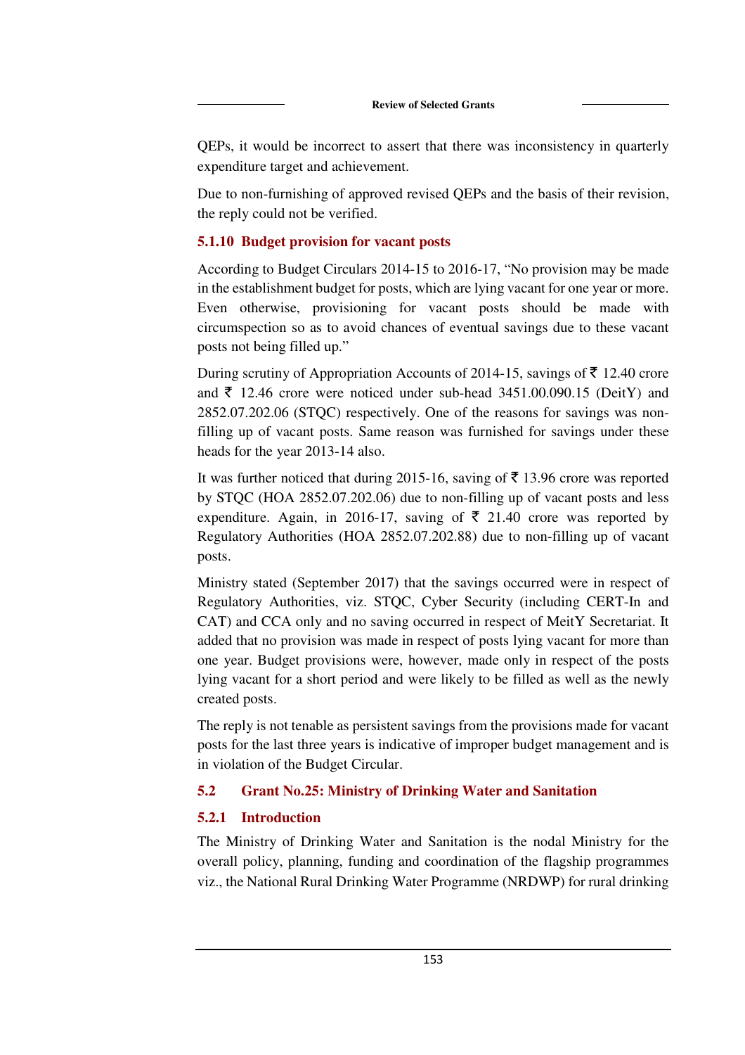QEPs, it would be incorrect to assert that there was inconsistency in quarterly expenditure target and achievement.

Due to non-furnishing of approved revised QEPs and the basis of their revision, the reply could not be verified.

### 5.1.10 Budget provision for vacant posts

According to Budget Circulars 2014-15 to 2016-17, "No provision may be made in the establishment budget for posts, which are lying vacant for one year or more. Even otherwise, provisioning for vacant posts should be made with circumspection so as to avoid chances of eventual savings due to these vacant posts not being filled up."

During scrutiny of Appropriation Accounts of 2014-15, savings of ₹ 12.40 crore and ₹ 12.46 crore were noticed under sub-head 3451.00.090.15 (DeitY) and 2852.07.202.06 (STQC) respectively. One of the reasons for savings was non-filling up of vacant posts. Same reason was furnished for savings under these heads for the year 2013-14 also.

It was further noticed that during 2015-16, saving of ₹ 13.96 crore was reported by STQC (HOA 2852.07.202.06) due to non-filling up of vacant posts and less expenditure. Again, in 2016-17, saving of ₹ 21.40 crore was reported by Regulatory Authorities (HOA 2852.07.202.88) due to non-filling up of vacant posts.

Ministry stated (September 2017) that the savings occurred were in respect of Regulatory Authorities, viz. STQC, Cyber Security (including CERT-In and CAT) and CCA only and no saving occurred in respect of MeitY Secretariat. It added that no provision was made in respect of posts lying vacant for more than one year. Budget provisions were, however, made only in respect of the posts lying vacant for a short period and were likely to be filled as well as the newly created posts.

The reply is not tenable as persistent savings from the provisions made for vacant posts for the last three years is indicative of improper budget management and is in violation of the Budget Circular.

## 5.2 Grant No.25: Ministry of Drinking Water and Sanitation

### 5.2.1 Introduction

The Ministry of Drinking Water and Sanitation is the nodal Ministry for the overall policy, planning, funding and coordination of the flagship programmes viz., the National Rural Drinking Water Programme (NRDWP) for rural drinking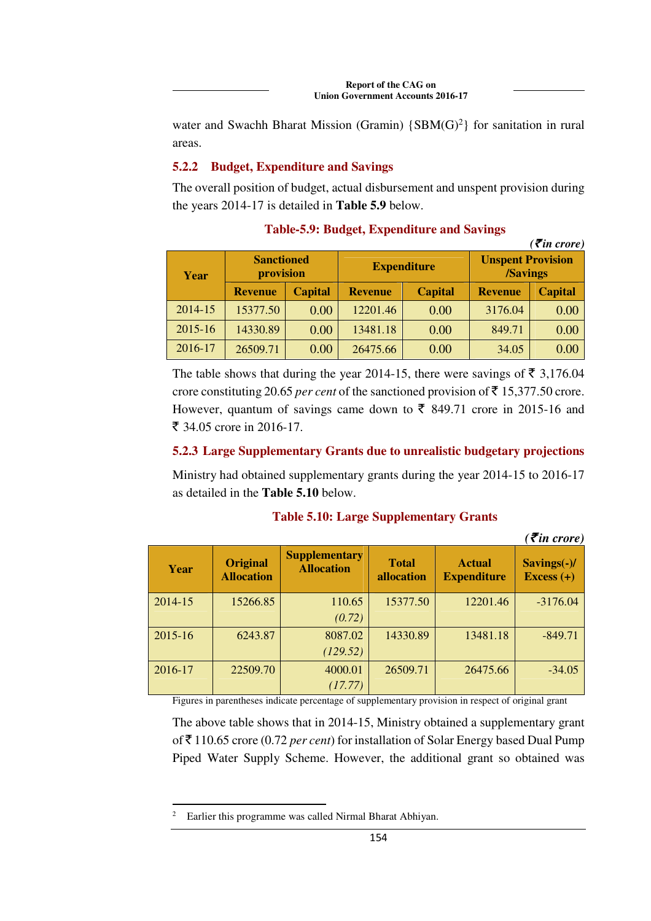water and Swachh Bharat Mission (Gramin) {SBM(G)[2]} for sanitation in rural areas.

### 5.2.2 Budget, Expenditure and Savings

The overall position of budget, actual disbursement and unspent provision during the years 2014-17 is detailed in **Table 5.9** below.

**Table-5.9: Budget, Expenditure and Savings**

*(₹in crore)*

| Year | Sanctioned provision | | Expenditure | | Unspent Provision /Savings | |
|---|---|---|---|---|---|---|
| | Revenue | Capital | Revenue | Capital | Revenue | Capital |
| 2014-15 | 15377.50 | 0.00 | 12201.46 | 0.00 | 3176.04 | 0.00 |
| 2015-16 | 14330.89 | 0.00 | 13481.18 | 0.00 | 849.71 | 0.00 |
| 2016-17 | 26509.71 | 0.00 | 26475.66 | 0.00 | 34.05 | 0.00 |

The table shows that during the year 2014-15, there were savings of ₹ 3,176.04 crore constituting 20.65 *per cent* of the sanctioned provision of ₹ 15,377.50 crore. However, quantum of savings came down to ₹ 849.71 crore in 2015-16 and ₹ 34.05 crore in 2016-17.

### 5.2.3 Large Supplementary Grants due to unrealistic budgetary projections

Ministry had obtained supplementary grants during the year 2014-15 to 2016-17 as detailed in the **Table 5.10** below.

**Table 5.10: Large Supplementary Grants**

*(₹in crore)*

| Year | Original Allocation | Supplementary Allocation | Total allocation | Actual Expenditure | Savings(-)/ Excess (+) |
|---|---|---|---|---|---|
| 2014-15 | 15266.85 | 110.65 *(0.72)* | 15377.50 | 12201.46 | -3176.04 |
| 2015-16 | 6243.87 | 8087.02 *(129.52)* | 14330.89 | 13481.18 | -849.71 |
| 2016-17 | 22509.70 | 4000.01 *(17.77)* | 26509.71 | 26475.66 | -34.05 |

Figures in parentheses indicate percentage of supplementary provision in respect of original grant

The above table shows that in 2014-15, Ministry obtained a supplementary grant of ₹ 110.65 crore (0.72 *per cent*) for installation of Solar Energy based Dual Pump Piped Water Supply Scheme. However, the additional grant so obtained was

[2] Earlier this programme was called Nirmal Bharat Abhiyan.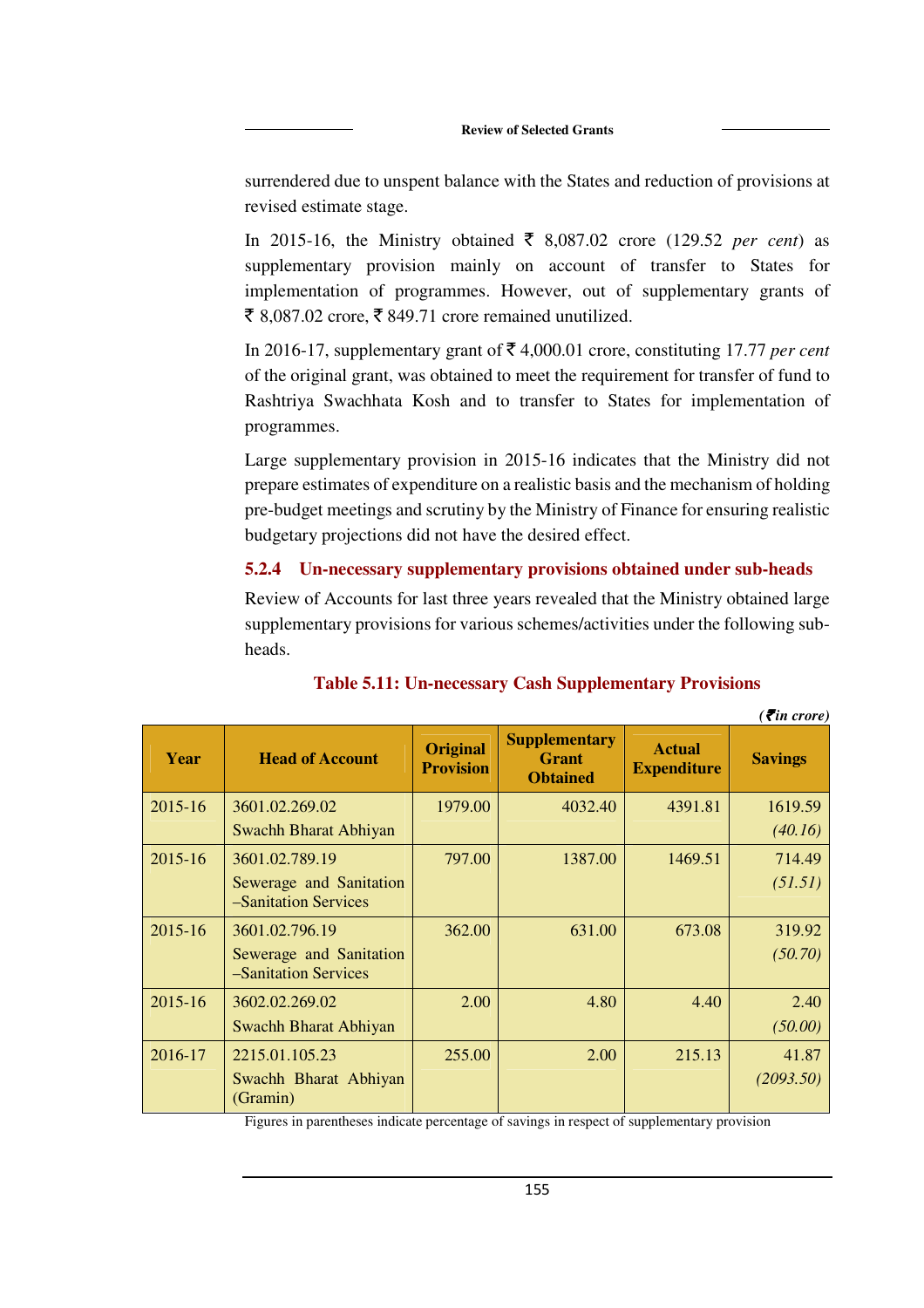surrendered due to unspent balance with the States and reduction of provisions at revised estimate stage.

In 2015-16, the Ministry obtained ₹ 8,087.02 crore (129.52 *per cent*) as supplementary provision mainly on account of transfer to States for implementation of programmes. However, out of supplementary grants of ₹ 8,087.02 crore, ₹ 849.71 crore remained unutilized.

In 2016-17, supplementary grant of ₹ 4,000.01 crore, constituting 17.77 *per cent* of the original grant, was obtained to meet the requirement for transfer of fund to Rashtriya Swachhata Kosh and to transfer to States for implementation of programmes.

Large supplementary provision in 2015-16 indicates that the Ministry did not prepare estimates of expenditure on a realistic basis and the mechanism of holding pre-budget meetings and scrutiny by the Ministry of Finance for ensuring realistic budgetary projections did not have the desired effect.

### 5.2.4 Un-necessary supplementary provisions obtained under sub-heads

Review of Accounts for last three years revealed that the Ministry obtained large supplementary provisions for various schemes/activities under the following sub-heads.

**Table 5.11: Un-necessary Cash Supplementary Provisions**

*(₹in crore)*

| Year | Head of Account | Original Provision | Supplementary Grant Obtained | Actual Expenditure | Savings |
|---|---|---|---|---|---|
| 2015-16 | 3601.02.269.02 Swachh Bharat Abhiyan | 1979.00 | 4032.40 | 4391.81 | 1619.59 *(40.16)* |
| 2015-16 | 3601.02.789.19 Sewerage and Sanitation –Sanitation Services | 797.00 | 1387.00 | 1469.51 | 714.49 *(51.51)* |
| 2015-16 | 3601.02.796.19 Sewerage and Sanitation –Sanitation Services | 362.00 | 631.00 | 673.08 | 319.92 *(50.70)* |
| 2015-16 | 3602.02.269.02 Swachh Bharat Abhiyan | 2.00 | 4.80 | 4.40 | 2.40 *(50.00)* |
| 2016-17 | 2215.01.105.23 Swachh Bharat Abhiyan (Gramin) | 255.00 | 2.00 | 215.13 | 41.87 *(2093.50)* |

Figures in parentheses indicate percentage of savings in respect of supplementary provision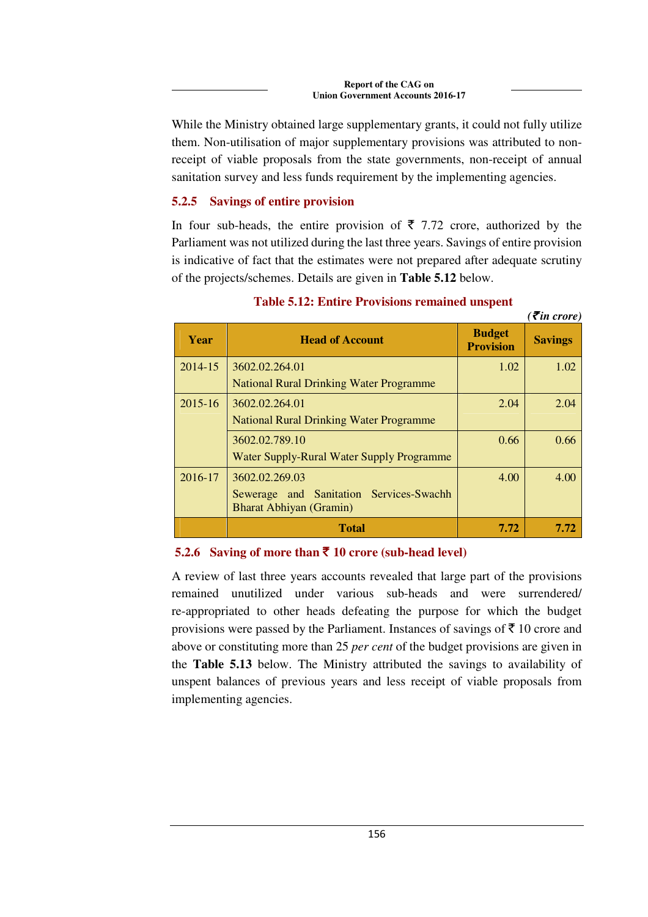While the Ministry obtained large supplementary grants, it could not fully utilize them. Non-utilisation of major supplementary provisions was attributed to non-receipt of viable proposals from the state governments, non-receipt of annual sanitation survey and less funds requirement by the implementing agencies.

### 5.2.5 Savings of entire provision

In four sub-heads, the entire provision of ₹ 7.72 crore, authorized by the Parliament was not utilized during the last three years. Savings of entire provision is indicative of fact that the estimates were not prepared after adequate scrutiny of the projects/schemes. Details are given in **Table 5.12** below.

**Table 5.12: Entire Provisions remained unspent**

***(₹in crore)***

| Year | Head of Account | Budget Provision | Savings |
|---|---|---|---|
| 2014-15 | 3602.02.264.01 National Rural Drinking Water Programme | 1.02 | 1.02 |
| 2015-16 | 3602.02.264.01 National Rural Drinking Water Programme | 2.04 | 2.04 |
| | 3602.02.789.10 Water Supply-Rural Water Supply Programme | 0.66 | 0.66 |
| 2016-17 | 3602.02.269.03 Sewerage and Sanitation Services-Swachh Bharat Abhiyan (Gramin) | 4.00 | 4.00 |
| | **Total** | **7.72** | **7.72** |

### 5.2.6 Saving of more than ₹ 10 crore (sub-head level)

A review of last three years accounts revealed that large part of the provisions remained unutilized under various sub-heads and were surrendered/ re-appropriated to other heads defeating the purpose for which the budget provisions were passed by the Parliament. Instances of savings of ₹ 10 crore and above or constituting more than 25 *per cent* of the budget provisions are given in the **Table 5.13** below. The Ministry attributed the savings to availability of unspent balances of previous years and less receipt of viable proposals from implementing agencies.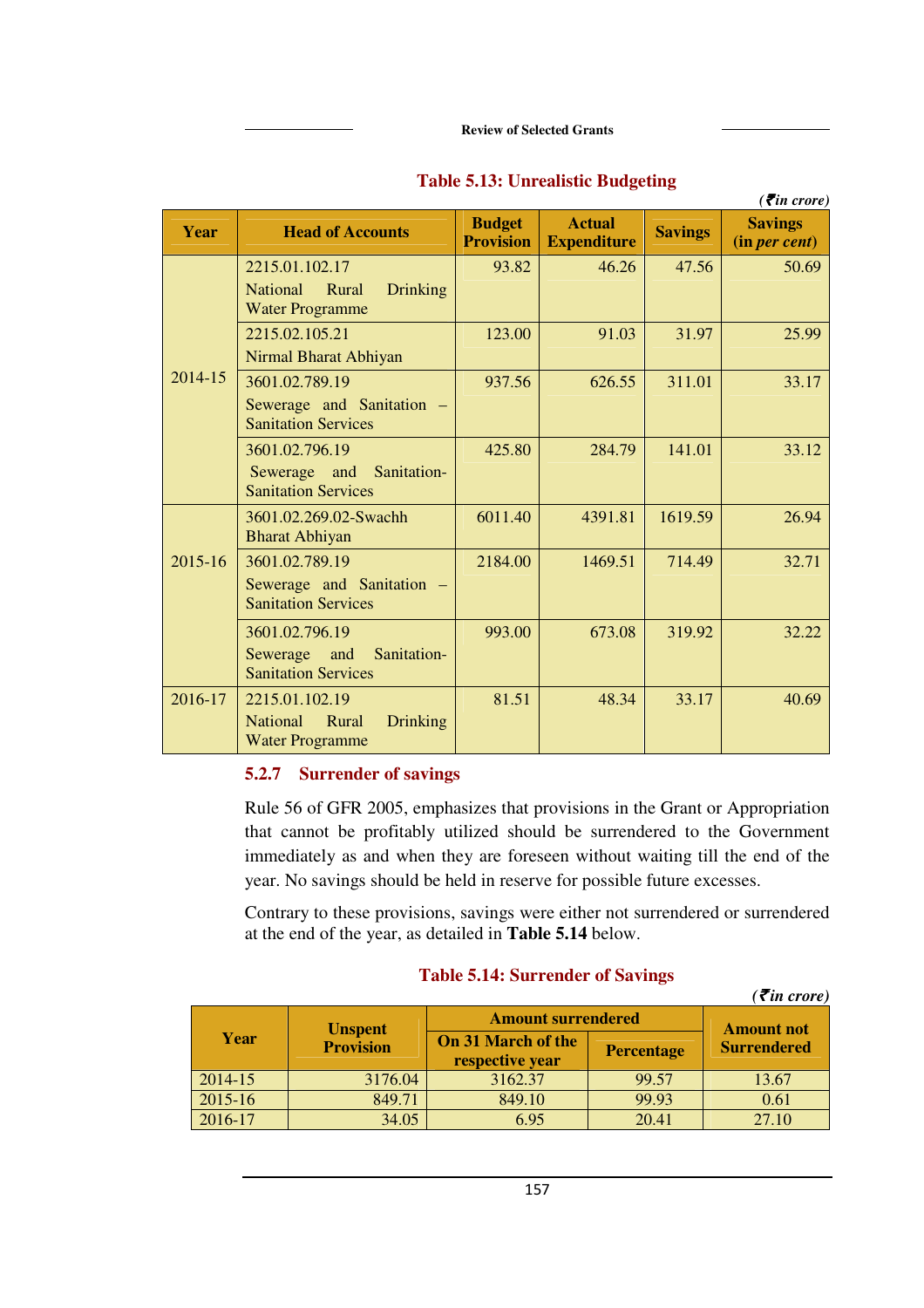**Table 5.13: Unrealistic Budgeting**

*(₹ in crore)*

| Year | Head of Accounts | Budget Provision | Actual Expenditure | Savings | Savings (in *per cent*) |
|---|---|---|---|---|---|
| 2014-15 | 2215.01.102.17 National Rural Drinking Water Programme | 93.82 | 46.26 | 47.56 | 50.69 |
| | 2215.02.105.21 Nirmal Bharat Abhiyan | 123.00 | 91.03 | 31.97 | 25.99 |
| | 3601.02.789.19 Sewerage and Sanitation – Sanitation Services | 937.56 | 626.55 | 311.01 | 33.17 |
| | 3601.02.796.19 Sewerage and Sanitation-Sanitation Services | 425.80 | 284.79 | 141.01 | 33.12 |
| 2015-16 | 3601.02.269.02-Swachh Bharat Abhiyan | 6011.40 | 4391.81 | 1619.59 | 26.94 |
| | 3601.02.789.19 Sewerage and Sanitation – Sanitation Services | 2184.00 | 1469.51 | 714.49 | 32.71 |
| | 3601.02.796.19 Sewerage and Sanitation-Sanitation Services | 993.00 | 673.08 | 319.92 | 32.22 |
| 2016-17 | 2215.01.102.19 National Rural Drinking Water Programme | 81.51 | 48.34 | 33.17 | 40.69 |

### 5.2.7 Surrender of savings

Rule 56 of GFR 2005, emphasizes that provisions in the Grant or Appropriation that cannot be profitably utilized should be surrendered to the Government immediately as and when they are foreseen without waiting till the end of the year. No savings should be held in reserve for possible future excesses.

Contrary to these provisions, savings were either not surrendered or surrendered at the end of the year, as detailed in **Table 5.14** below.

**Table 5.14: Surrender of Savings**

*(₹ in crore)*

| Year | Unspent Provision | Amount surrendered | | Amount not Surrendered |
|---|---|---|---|---|
| | | On 31 March of the respective year | Percentage | |
| 2014-15 | 3176.04 | 3162.37 | 99.57 | 13.67 |
| 2015-16 | 849.71 | 849.10 | 99.93 | 0.61 |
| 2016-17 | 34.05 | 6.95 | 20.41 | 27.10 |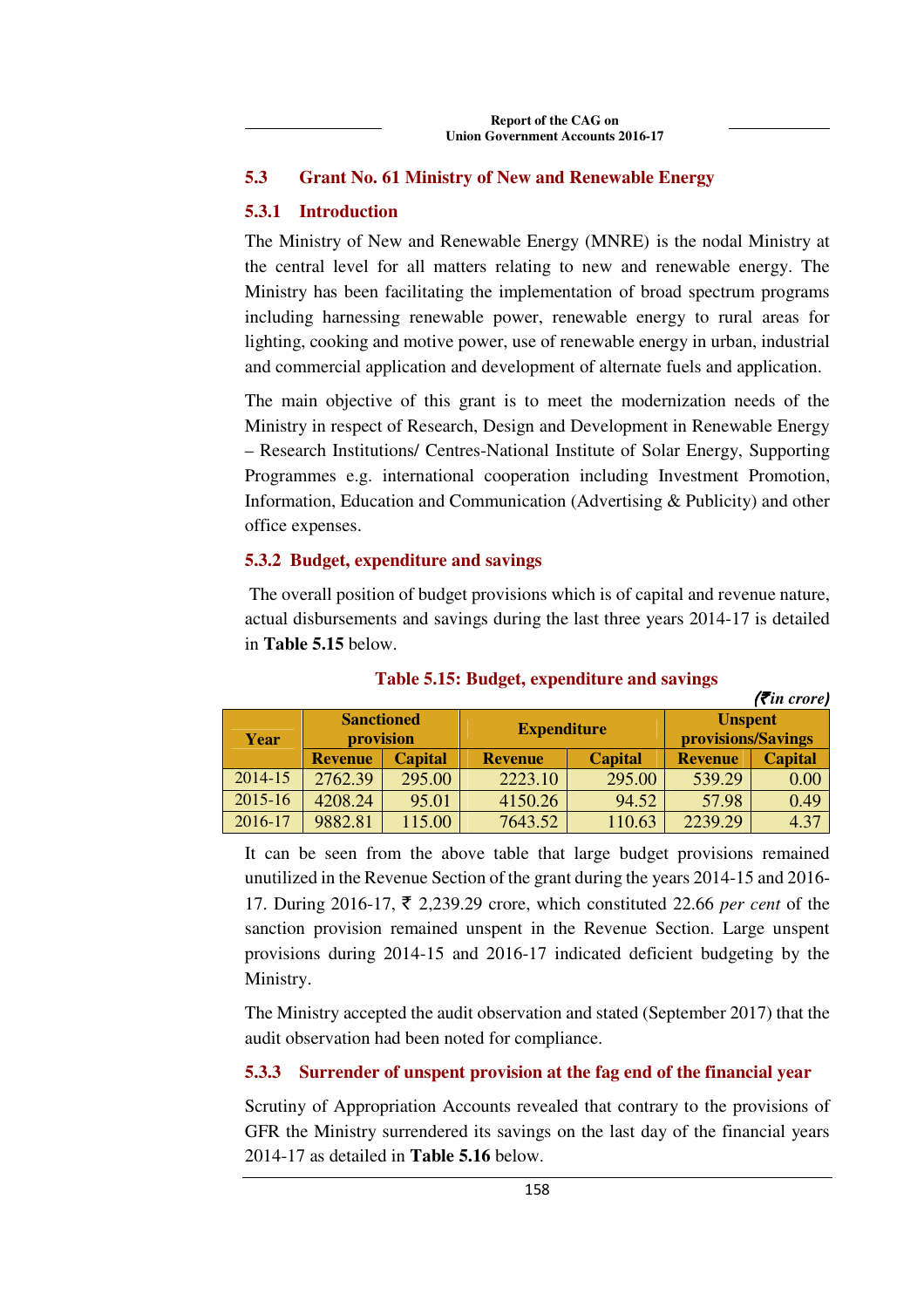## 5.3 Grant No. 61 Ministry of New and Renewable Energy

### 5.3.1 Introduction

The Ministry of New and Renewable Energy (MNRE) is the nodal Ministry at the central level for all matters relating to new and renewable energy. The Ministry has been facilitating the implementation of broad spectrum programs including harnessing renewable power, renewable energy to rural areas for lighting, cooking and motive power, use of renewable energy in urban, industrial and commercial application and development of alternate fuels and application.

The main objective of this grant is to meet the modernization needs of the Ministry in respect of Research, Design and Development in Renewable Energy – Research Institutions/ Centres-National Institute of Solar Energy, Supporting Programmes e.g. international cooperation including Investment Promotion, Information, Education and Communication (Advertising & Publicity) and other office expenses.

### 5.3.2 Budget, expenditure and savings

The overall position of budget provisions which is of capital and revenue nature, actual disbursements and savings during the last three years 2014-17 is detailed in **Table 5.15** below.

**Table 5.15: Budget, expenditure and savings**

*(₹in crore)*

| Year | Sanctioned provision | | Expenditure | | Unspent provisions/Savings | |
|---|---|---|---|---|---|---|
| | Revenue | Capital | Revenue | Capital | Revenue | Capital |
| 2014-15 | 2762.39 | 295.00 | 2223.10 | 295.00 | 539.29 | 0.00 |
| 2015-16 | 4208.24 | 95.01 | 4150.26 | 94.52 | 57.98 | 0.49 |
| 2016-17 | 9882.81 | 115.00 | 7643.52 | 110.63 | 2239.29 | 4.37 |

It can be seen from the above table that large budget provisions remained unutilized in the Revenue Section of the grant during the years 2014-15 and 2016-17. During 2016-17, ₹ 2,239.29 crore, which constituted 22.66 *per cent* of the sanction provision remained unspent in the Revenue Section. Large unspent provisions during 2014-15 and 2016-17 indicated deficient budgeting by the Ministry.

The Ministry accepted the audit observation and stated (September 2017) that the audit observation had been noted for compliance.

### 5.3.3 Surrender of unspent provision at the fag end of the financial year

Scrutiny of Appropriation Accounts revealed that contrary to the provisions of GFR the Ministry surrendered its savings on the last day of the financial years 2014-17 as detailed in **Table 5.16** below.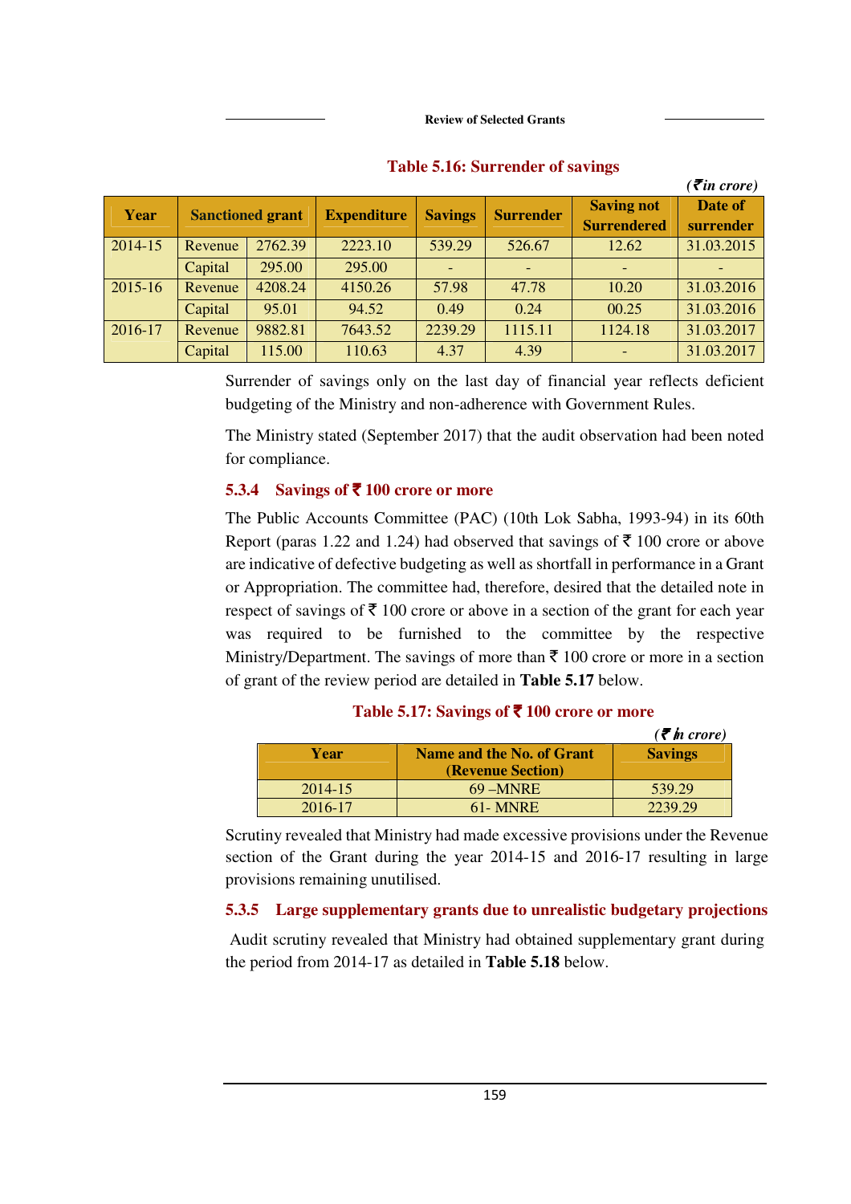**Table 5.16: Surrender of savings**

*(₹in crore)*

| Year | Sanctioned grant | | Expenditure | Savings | Surrender | Saving not Surrendered | Date of surrender |
|---|---|---|---|---|---|---|---|
| 2014-15 | Revenue | 2762.39 | 2223.10 | 539.29 | 526.67 | 12.62 | 31.03.2015 |
| | Capital | 295.00 | 295.00 | - | - | - | - |
| 2015-16 | Revenue | 4208.24 | 4150.26 | 57.98 | 47.78 | 10.20 | 31.03.2016 |
| | Capital | 95.01 | 94.52 | 0.49 | 0.24 | 00.25 | 31.03.2016 |
| 2016-17 | Revenue | 9882.81 | 7643.52 | 2239.29 | 1115.11 | 1124.18 | 31.03.2017 |
| | Capital | 115.00 | 110.63 | 4.37 | 4.39 | - | 31.03.2017 |

Surrender of savings only on the last day of financial year reflects deficient budgeting of the Ministry and non-adherence with Government Rules.

The Ministry stated (September 2017) that the audit observation had been noted for compliance.

### 5.3.4 Savings of ₹ 100 crore or more

The Public Accounts Committee (PAC) (10th Lok Sabha, 1993-94) in its 60th Report (paras 1.22 and 1.24) had observed that savings of ₹ 100 crore or above are indicative of defective budgeting as well as shortfall in performance in a Grant or Appropriation. The committee had, therefore, desired that the detailed note in respect of savings of ₹ 100 crore or above in a section of the grant for each year was required to be furnished to the committee by the respective Ministry/Department. The savings of more than ₹ 100 crore or more in a section of grant of the review period are detailed in **Table 5.17** below.

**Table 5.17: Savings of ₹ 100 crore or more**

*(₹ in crore)*

| Year | Name and the No. of Grant (Revenue Section) | Savings |
|---|---|---|
| 2014-15 | 69 –MNRE | 539.29 |
| 2016-17 | 61- MNRE | 2239.29 |

Scrutiny revealed that Ministry had made excessive provisions under the Revenue section of the Grant during the year 2014-15 and 2016-17 resulting in large provisions remaining unutilised.

### 5.3.5 Large supplementary grants due to unrealistic budgetary projections

Audit scrutiny revealed that Ministry had obtained supplementary grant during the period from 2014-17 as detailed in **Table 5.18** below.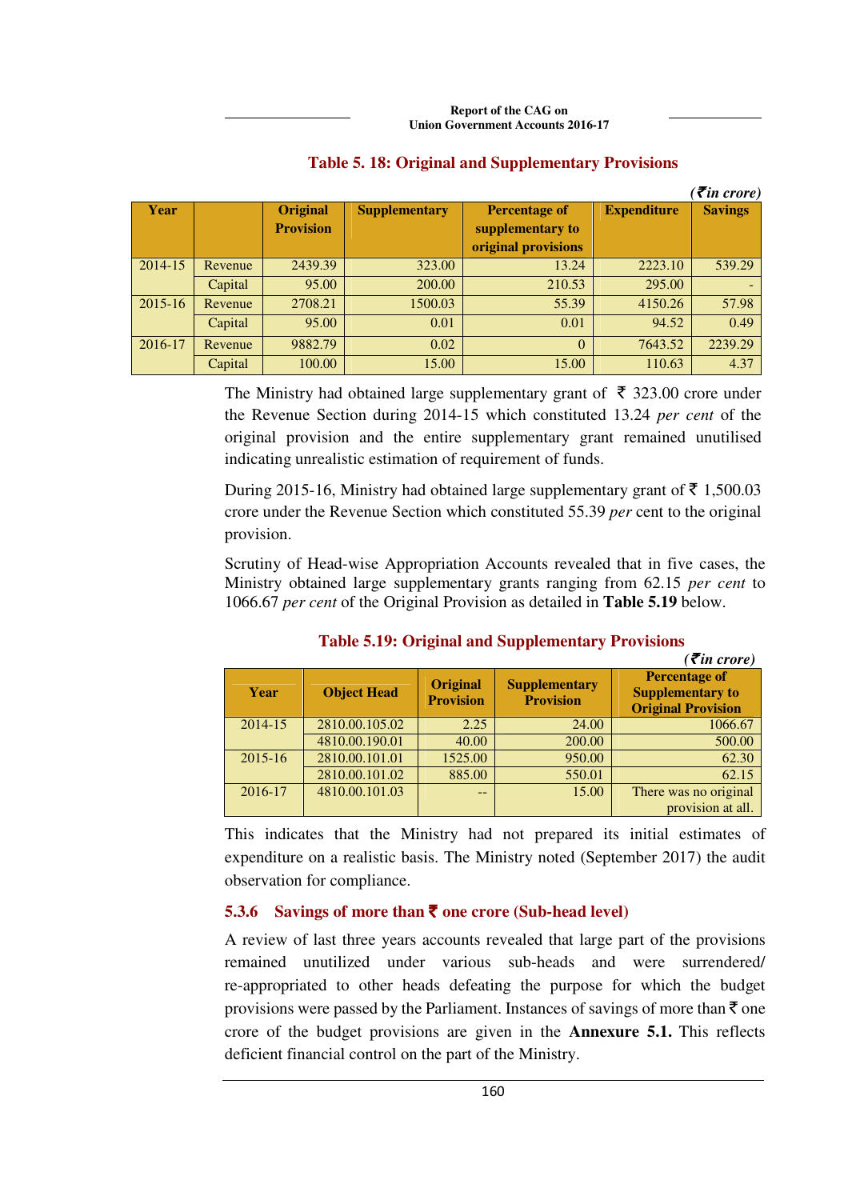**Table 5. 18: Original and Supplementary Provisions**

*(₹in crore)*

| Year | | Original Provision | Supplementary | Percentage of supplementary to original provisions | Expenditure | Savings |
|---|---|---|---|---|---|---|
| 2014-15 | Revenue | 2439.39 | 323.00 | 13.24 | 2223.10 | 539.29 |
| | Capital | 95.00 | 200.00 | 210.53 | 295.00 | - |
| 2015-16 | Revenue | 2708.21 | 1500.03 | 55.39 | 4150.26 | 57.98 |
| | Capital | 95.00 | 0.01 | 0.01 | 94.52 | 0.49 |
| 2016-17 | Revenue | 9882.79 | 0.02 | 0 | 7643.52 | 2239.29 |
| | Capital | 100.00 | 15.00 | 15.00 | 110.63 | 4.37 |

The Ministry had obtained large supplementary grant of ₹ 323.00 crore under the Revenue Section during 2014-15 which constituted 13.24 *per cent* of the original provision and the entire supplementary grant remained unutilised indicating unrealistic estimation of requirement of funds.

During 2015-16, Ministry had obtained large supplementary grant of ₹ 1,500.03 crore under the Revenue Section which constituted 55.39 *per* cent to the original provision.

Scrutiny of Head-wise Appropriation Accounts revealed that in five cases, the Ministry obtained large supplementary grants ranging from 62.15 *per cent* to 1066.67 *per cent* of the Original Provision as detailed in **Table 5.19** below.

**Table 5.19: Original and Supplementary Provisions**

*(₹in crore)*

| Year | Object Head | Original Provision | Supplementary Provision | Percentage of Supplementary to Original Provision |
|---|---|---|---|---|
| 2014-15 | 2810.00.105.02 | 2.25 | 24.00 | 1066.67 |
| | 4810.00.190.01 | 40.00 | 200.00 | 500.00 |
| 2015-16 | 2810.00.101.01 | 1525.00 | 950.00 | 62.30 |
| | 2810.00.101.02 | 885.00 | 550.01 | 62.15 |
| 2016-17 | 4810.00.101.03 | -- | 15.00 | There was no original provision at all. |

This indicates that the Ministry had not prepared its initial estimates of expenditure on a realistic basis. The Ministry noted (September 2017) the audit observation for compliance.

### 5.3.6 Savings of more than ₹ one crore (Sub-head level)

A review of last three years accounts revealed that large part of the provisions remained unutilized under various sub-heads and were surrendered/ re-appropriated to other heads defeating the purpose for which the budget provisions were passed by the Parliament. Instances of savings of more than ₹ one crore of the budget provisions are given in the **Annexure 5.1.** This reflects deficient financial control on the part of the Ministry.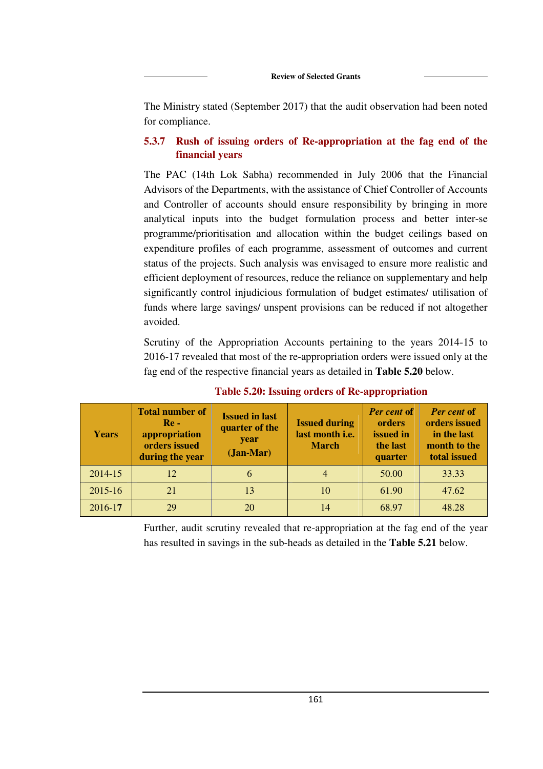The Ministry stated (September 2017) that the audit observation had been noted for compliance.

### 5.3.7 Rush of issuing orders of Re-appropriation at the fag end of the financial years

The PAC (14th Lok Sabha) recommended in July 2006 that the Financial Advisors of the Departments, with the assistance of Chief Controller of Accounts and Controller of accounts should ensure responsibility by bringing in more analytical inputs into the budget formulation process and better inter-se programme/prioritisation and allocation within the budget ceilings based on expenditure profiles of each programme, assessment of outcomes and current status of the projects. Such analysis was envisaged to ensure more realistic and efficient deployment of resources, reduce the reliance on supplementary and help significantly control injudicious formulation of budget estimates/ utilisation of funds where large savings/ unspent provisions can be reduced if not altogether avoided.

Scrutiny of the Appropriation Accounts pertaining to the years 2014-15 to 2016-17 revealed that most of the re-appropriation orders were issued only at the fag end of the respective financial years as detailed in **Table 5.20** below.

**Table 5.20: Issuing orders of Re-appropriation**

| Years | Total number of Re - appropriation orders issued during the year | Issued in last quarter of the year (Jan-Mar) | Issued during last month i.e. March | *Per cent* of orders issued in the last quarter | *Per cent* of orders issued in the last month to the total issued |
|---|---|---|---|---|---|
| 2014-15 | 12 | 6 | 4 | 50.00 | 33.33 |
| 2015-16 | 21 | 13 | 10 | 61.90 | 47.62 |
| 2016-17 | 29 | 20 | 14 | 68.97 | 48.28 |

Further, audit scrutiny revealed that re-appropriation at the fag end of the year has resulted in savings in the sub-heads as detailed in the **Table 5.21** below.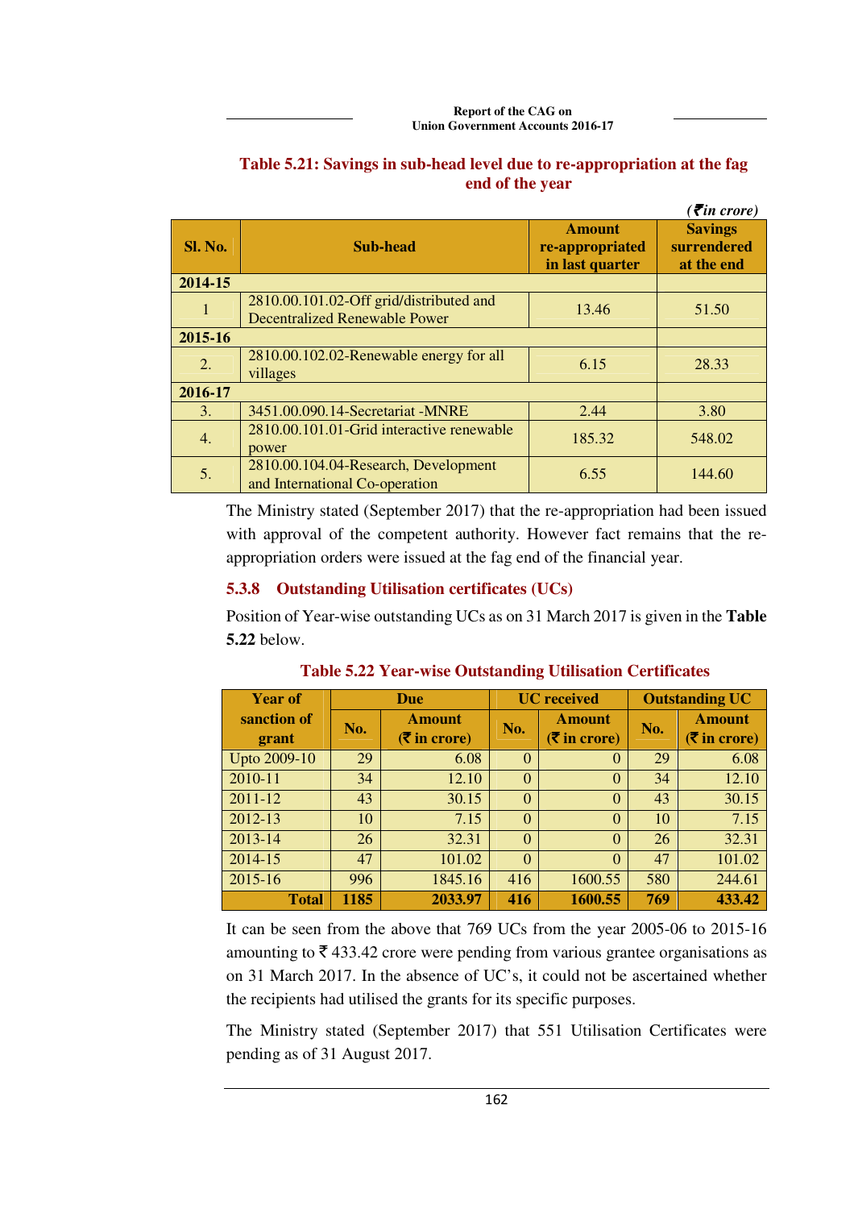**Table 5.21: Savings in sub-head level due to re-appropriation at the fag end of the year**

*(₹in crore)*

| Sl. No. | Sub-head | Amount re-appropriated in last quarter | Savings surrendered at the end |
|---|---|---|---|
| **2014-15** | | | |
| 1 | 2810.00.101.02-Off grid/distributed and Decentralized Renewable Power | 13.46 | 51.50 |
| **2015-16** | | | |
| 2. | 2810.00.102.02-Renewable energy for all villages | 6.15 | 28.33 |
| **2016-17** | | | |
| 3. | 3451.00.090.14-Secretariat -MNRE | 2.44 | 3.80 |
| 4. | 2810.00.101.01-Grid interactive renewable power | 185.32 | 548.02 |
| 5. | 2810.00.104.04-Research, Development and International Co-operation | 6.55 | 144.60 |

The Ministry stated (September 2017) that the re-appropriation had been issued with approval of the competent authority. However fact remains that the re-appropriation orders were issued at the fag end of the financial year.

### 5.3.8 Outstanding Utilisation certificates (UCs)

Position of Year-wise outstanding UCs as on 31 March 2017 is given in the **Table 5.22** below.

**Table 5.22 Year-wise Outstanding Utilisation Certificates**

| Year of sanction of grant | Due | | UC received | | Outstanding UC | |
|---|---|---|---|---|---|---|
| | No. | Amount (₹ in crore) | No. | Amount (₹ in crore) | No. | Amount (₹ in crore) |
| Upto 2009-10 | 29 | 6.08 | 0 | 0 | 29 | 6.08 |
| 2010-11 | 34 | 12.10 | 0 | 0 | 34 | 12.10 |
| 2011-12 | 43 | 30.15 | 0 | 0 | 43 | 30.15 |
| 2012-13 | 10 | 7.15 | 0 | 0 | 10 | 7.15 |
| 2013-14 | 26 | 32.31 | 0 | 0 | 26 | 32.31 |
| 2014-15 | 47 | 101.02 | 0 | 0 | 47 | 101.02 |
| 2015-16 | 996 | 1845.16 | 416 | 1600.55 | 580 | 244.61 |
| **Total** | **1185** | **2033.97** | **416** | **1600.55** | **769** | **433.42** |

It can be seen from the above that 769 UCs from the year 2005-06 to 2015-16 amounting to ₹ 433.42 crore were pending from various grantee organisations as on 31 March 2017. In the absence of UC's, it could not be ascertained whether the recipients had utilised the grants for its specific purposes.

The Ministry stated (September 2017) that 551 Utilisation Certificates were pending as of 31 August 2017.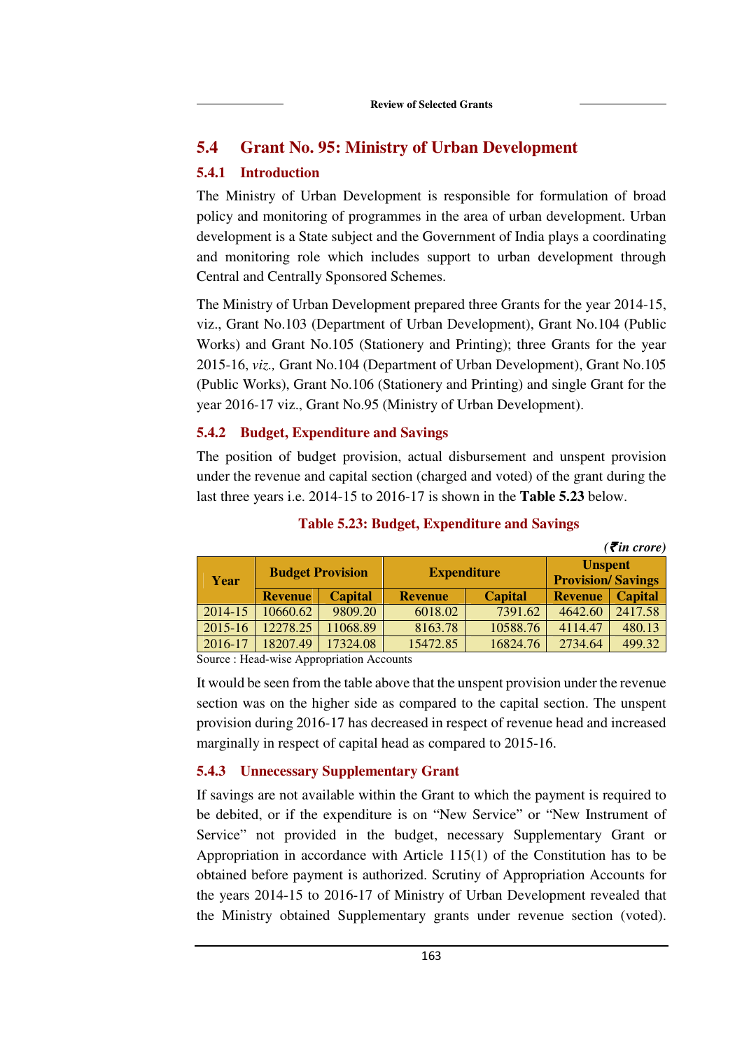## 5.4 Grant No. 95: Ministry of Urban Development

### 5.4.1 Introduction

The Ministry of Urban Development is responsible for formulation of broad policy and monitoring of programmes in the area of urban development. Urban development is a State subject and the Government of India plays a coordinating and monitoring role which includes support to urban development through Central and Centrally Sponsored Schemes.

The Ministry of Urban Development prepared three Grants for the year 2014-15, viz., Grant No.103 (Department of Urban Development), Grant No.104 (Public Works) and Grant No.105 (Stationery and Printing); three Grants for the year 2015-16, *viz.,* Grant No.104 (Department of Urban Development), Grant No.105 (Public Works), Grant No.106 (Stationery and Printing) and single Grant for the year 2016-17 viz., Grant No.95 (Ministry of Urban Development).

### 5.4.2 Budget, Expenditure and Savings

The position of budget provision, actual disbursement and unspent provision under the revenue and capital section (charged and voted) of the grant during the last three years i.e. 2014-15 to 2016-17 is shown in the **Table 5.23** below.

**Table 5.23: Budget, Expenditure and Savings**

***(₹in crore)***

| Year | Budget Provision | | Expenditure | | Unspent Provision/ Savings | |
|---|---|---|---|---|---|---|
| | Revenue | Capital | Revenue | Capital | Revenue | Capital |
| 2014-15 | 10660.62 | 9809.20 | 6018.02 | 7391.62 | 4642.60 | 2417.58 |
| 2015-16 | 12278.25 | 11068.89 | 8163.78 | 10588.76 | 4114.47 | 480.13 |
| 2016-17 | 18207.49 | 17324.08 | 15472.85 | 16824.76 | 2734.64 | 499.32 |

Source : Head-wise Appropriation Accounts

It would be seen from the table above that the unspent provision under the revenue section was on the higher side as compared to the capital section. The unspent provision during 2016-17 has decreased in respect of revenue head and increased marginally in respect of capital head as compared to 2015-16.

### 5.4.3 Unnecessary Supplementary Grant

If savings are not available within the Grant to which the payment is required to be debited, or if the expenditure is on "New Service" or "New Instrument of Service" not provided in the budget, necessary Supplementary Grant or Appropriation in accordance with Article 115(1) of the Constitution has to be obtained before payment is authorized. Scrutiny of Appropriation Accounts for the years 2014-15 to 2016-17 of Ministry of Urban Development revealed that the Ministry obtained Supplementary grants under revenue section (voted).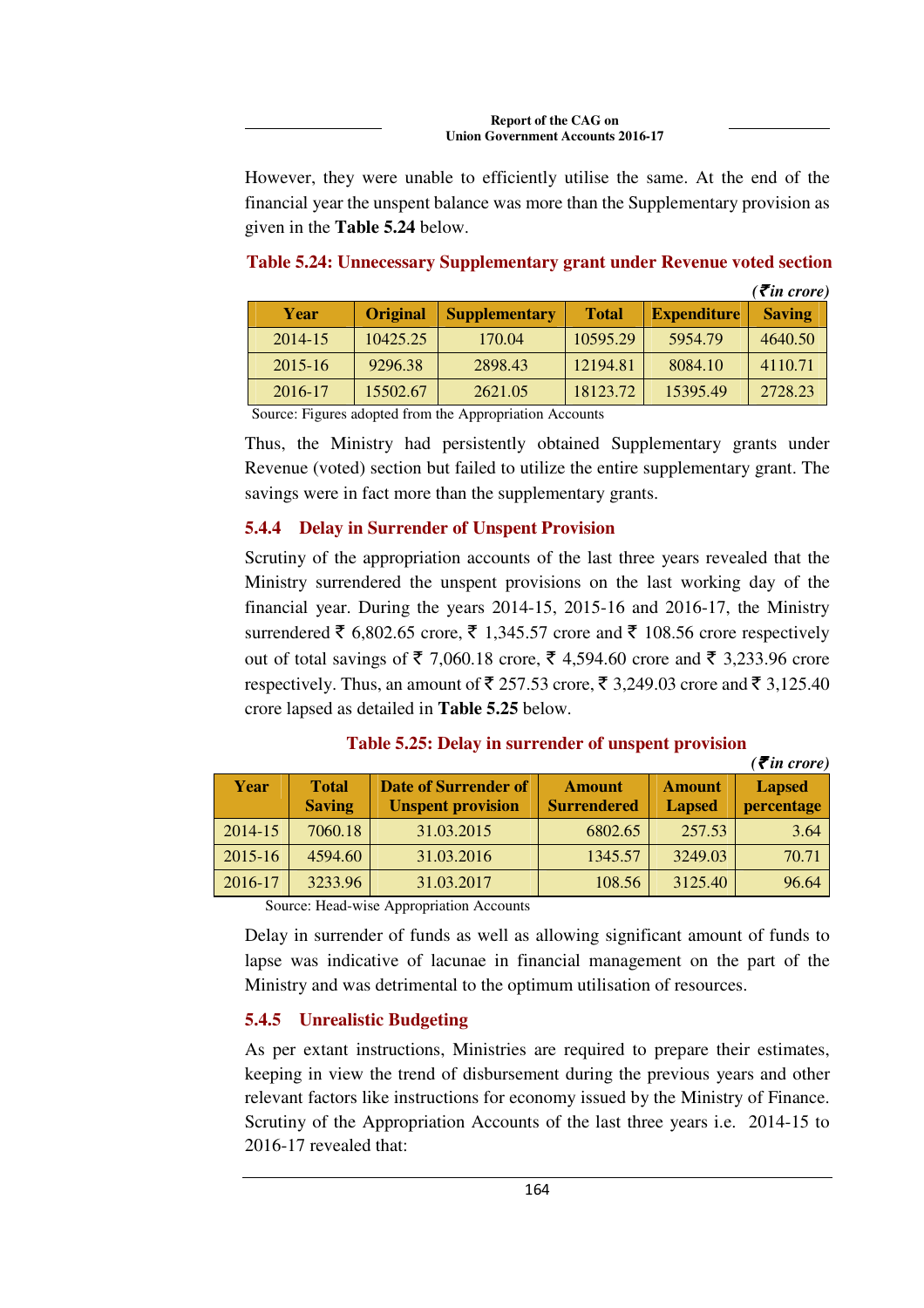However, they were unable to efficiently utilise the same. At the end of the financial year the unspent balance was more than the Supplementary provision as given in the **Table 5.24** below.

**Table 5.24: Unnecessary Supplementary grant under Revenue voted section**

*(₹in crore)*

| Year | Original | Supplementary | Total | Expenditure | Saving |
|---|---|---|---|---|---|
| 2014-15 | 10425.25 | 170.04 | 10595.29 | 5954.79 | 4640.50 |
| 2015-16 | 9296.38 | 2898.43 | 12194.81 | 8084.10 | 4110.71 |
| 2016-17 | 15502.67 | 2621.05 | 18123.72 | 15395.49 | 2728.23 |

Source: Figures adopted from the Appropriation Accounts

Thus, the Ministry had persistently obtained Supplementary grants under Revenue (voted) section but failed to utilize the entire supplementary grant. The savings were in fact more than the supplementary grants.

### 5.4.4 Delay in Surrender of Unspent Provision

Scrutiny of the appropriation accounts of the last three years revealed that the Ministry surrendered the unspent provisions on the last working day of the financial year. During the years 2014-15, 2015-16 and 2016-17, the Ministry surrendered ₹ 6,802.65 crore, ₹ 1,345.57 crore and ₹ 108.56 crore respectively out of total savings of ₹ 7,060.18 crore, ₹ 4,594.60 crore and ₹ 3,233.96 crore respectively. Thus, an amount of ₹ 257.53 crore, ₹ 3,249.03 crore and ₹ 3,125.40 crore lapsed as detailed in **Table 5.25** below.

**Table 5.25: Delay in surrender of unspent provision**

*(₹in crore)*

| Year | Total Saving | Date of Surrender of Unspent provision | Amount Surrendered | Amount Lapsed | Lapsed percentage |
|---|---|---|---|---|---|
| 2014-15 | 7060.18 | 31.03.2015 | 6802.65 | 257.53 | 3.64 |
| 2015-16 | 4594.60 | 31.03.2016 | 1345.57 | 3249.03 | 70.71 |
| 2016-17 | 3233.96 | 31.03.2017 | 108.56 | 3125.40 | 96.64 |

Source: Head-wise Appropriation Accounts

Delay in surrender of funds as well as allowing significant amount of funds to lapse was indicative of lacunae in financial management on the part of the Ministry and was detrimental to the optimum utilisation of resources.

### 5.4.5 Unrealistic Budgeting

As per extant instructions, Ministries are required to prepare their estimates, keeping in view the trend of disbursement during the previous years and other relevant factors like instructions for economy issued by the Ministry of Finance. Scrutiny of the Appropriation Accounts of the last three years i.e. 2014-15 to 2016-17 revealed that: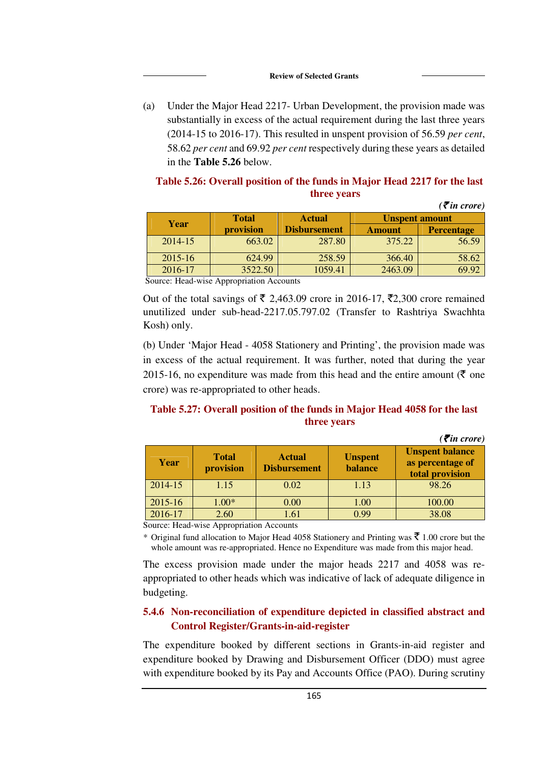(a) Under the Major Head 2217- Urban Development, the provision made was substantially in excess of the actual requirement during the last three years (2014-15 to 2016-17). This resulted in unspent provision of 56.59 *per cent*, 58.62 *per cent* and 69.92 *per cent* respectively during these years as detailed in the **Table 5.26** below.

**Table 5.26: Overall position of the funds in Major Head 2217 for the last three years**

***(₹ in crore)***

| Year | Total provision | Actual Disbursement | Unspent amount | |
|---|---|---|---|---|
| | | | Amount | Percentage |
| 2014-15 | 663.02 | 287.80 | 375.22 | 56.59 |
| 2015-16 | 624.99 | 258.59 | 366.40 | 58.62 |
| 2016-17 | 3522.50 | 1059.41 | 2463.09 | 69.92 |

Source: Head-wise Appropriation Accounts

Out of the total savings of ₹ 2,463.09 crore in 2016-17, ₹2,300 crore remained unutilized under sub-head-2217.05.797.02 (Transfer to Rashtriya Swachhta Kosh) only.

(b) Under 'Major Head - 4058 Stationery and Printing', the provision made was in excess of the actual requirement. It was further, noted that during the year 2015-16, no expenditure was made from this head and the entire amount (₹ one crore) was re-appropriated to other heads.

**Table 5.27: Overall position of the funds in Major Head 4058 for the last three years**

***(₹ in crore)***

| Year | Total provision | Actual Disbursement | Unspent balance | Unspent balance as percentage of total provision |
|---|---|---|---|---|
| 2014-15 | 1.15 | 0.02 | 1.13 | 98.26 |
| 2015-16 | 1.00* | 0.00 | 1.00 | 100.00 |
| 2016-17 | 2.60 | 1.61 | 0.99 | 38.08 |

Source: Head-wise Appropriation Accounts

\* Original fund allocation to Major Head 4058 Stationery and Printing was ₹ 1.00 crore but the whole amount was re-appropriated. Hence no Expenditure was made from this major head.

The excess provision made under the major heads 2217 and 4058 was re-appropriated to other heads which was indicative of lack of adequate diligence in budgeting.

### 5.4.6 Non-reconciliation of expenditure depicted in classified abstract and Control Register/Grants-in-aid-register

The expenditure booked by different sections in Grants-in-aid register and expenditure booked by Drawing and Disbursement Officer (DDO) must agree with expenditure booked by its Pay and Accounts Office (PAO). During scrutiny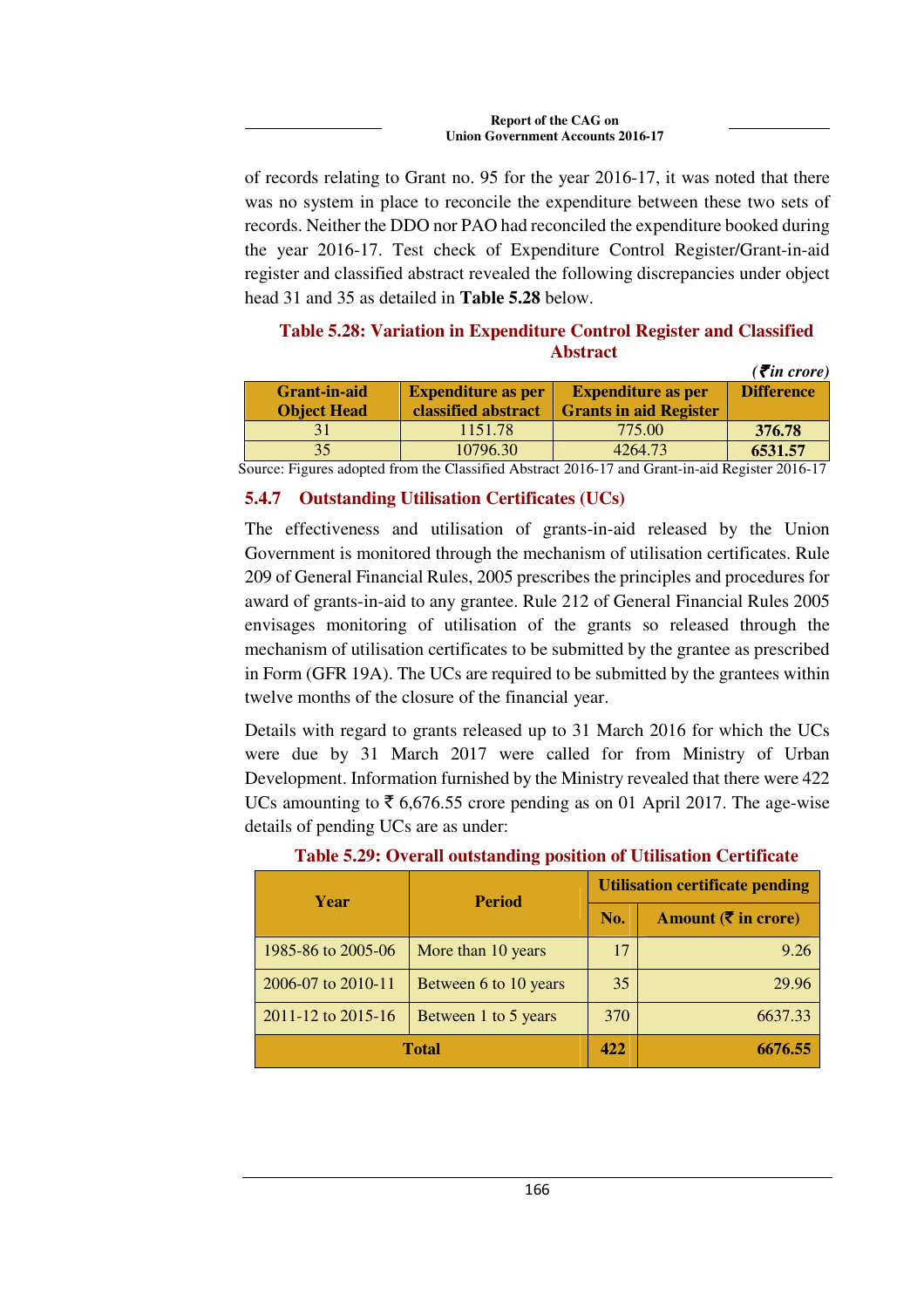of records relating to Grant no. 95 for the year 2016-17, it was noted that there was no system in place to reconcile the expenditure between these two sets of records. Neither the DDO nor PAO had reconciled the expenditure booked during the year 2016-17. Test check of Expenditure Control Register/Grant-in-aid register and classified abstract revealed the following discrepancies under object head 31 and 35 as detailed in **Table 5.28** below.

**Table 5.28: Variation in Expenditure Control Register and Classified Abstract**

*(₹in crore)*

| Grant-in-aid Object Head | Expenditure as per classified abstract | Expenditure as per Grants in aid Register | Difference |
|---|---|---|---|
| 31 | 1151.78 | 775.00 | **376.78** |
| 35 | 10796.30 | 4264.73 | **6531.57** |

Source: Figures adopted from the Classified Abstract 2016-17 and Grant-in-aid Register 2016-17

### 5.4.7 Outstanding Utilisation Certificates (UCs)

The effectiveness and utilisation of grants-in-aid released by the Union Government is monitored through the mechanism of utilisation certificates. Rule 209 of General Financial Rules, 2005 prescribes the principles and procedures for award of grants-in-aid to any grantee. Rule 212 of General Financial Rules 2005 envisages monitoring of utilisation of the grants so released through the mechanism of utilisation certificates to be submitted by the grantee as prescribed in Form (GFR 19A). The UCs are required to be submitted by the grantees within twelve months of the closure of the financial year.

Details with regard to grants released up to 31 March 2016 for which the UCs were due by 31 March 2017 were called for from Ministry of Urban Development. Information furnished by the Ministry revealed that there were 422 UCs amounting to ₹ 6,676.55 crore pending as on 01 April 2017. The age-wise details of pending UCs are as under:

**Table 5.29: Overall outstanding position of Utilisation Certificate**

| Year | Period | Utilisation certificate pending | |
|---|---|---|---|
| | | No. | Amount (₹ in crore) |
| 1985-86 to 2005-06 | More than 10 years | 17 | 9.26 |
| 2006-07 to 2010-11 | Between 6 to 10 years | 35 | 29.96 |
| 2011-12 to 2015-16 | Between 1 to 5 years | 370 | 6637.33 |
| **Total** | | **422** | **6676.55** |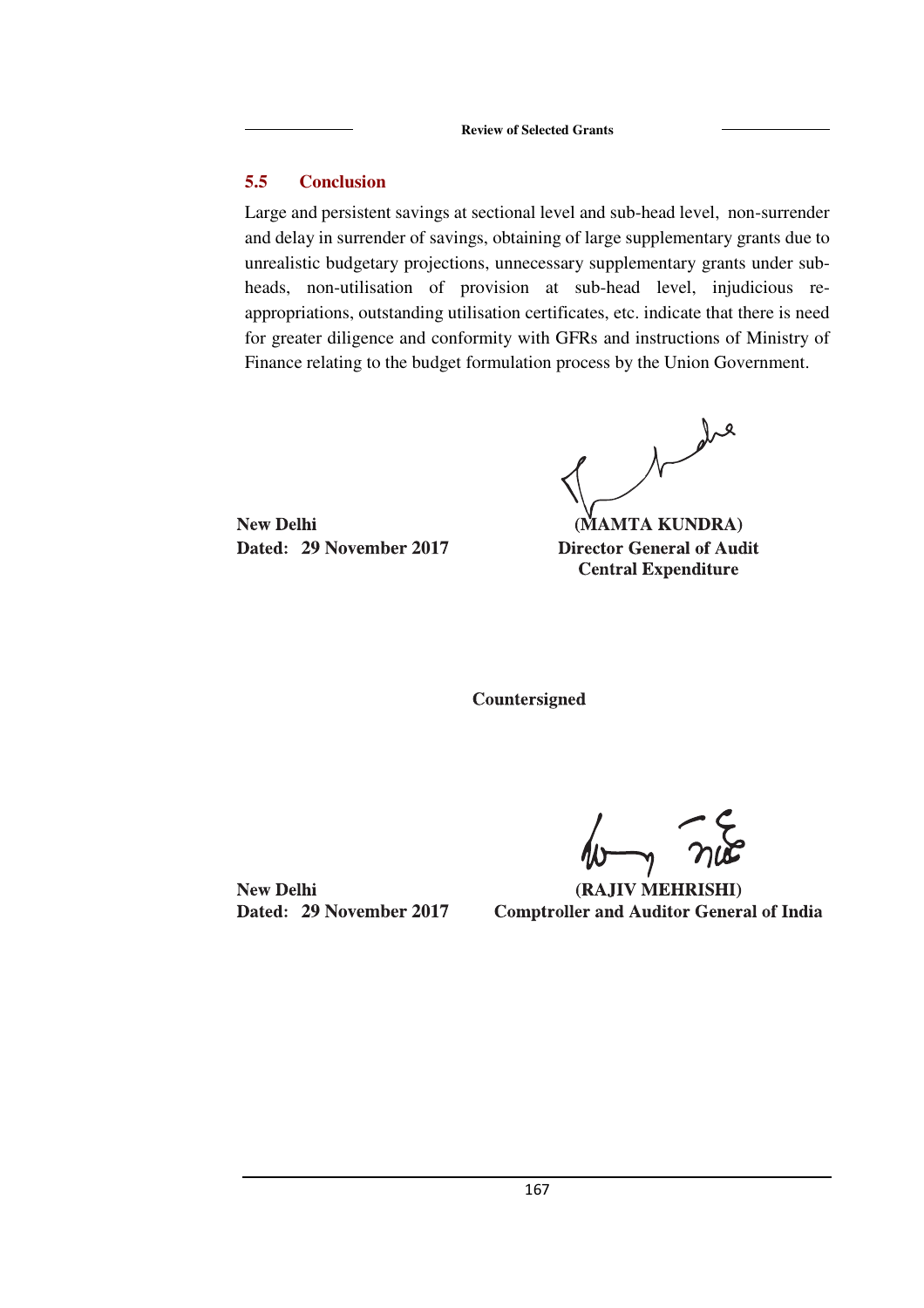## 5.5 Conclusion

Large and persistent savings at sectional level and sub-head level, non-surrender and delay in surrender of savings, obtaining of large supplementary grants due to unrealistic budgetary projections, unnecessary supplementary grants under sub-heads, non-utilisation of provision at sub-head level, injudicious re-appropriations, outstanding utilisation certificates, etc. indicate that there is need for greater diligence and conformity with GFRs and instructions of Ministry of Finance relating to the budget formulation process by the Union Government.

**New Delhi**
**Dated: 29 November 2017**

**(MAMTA KUNDRA)**
**Director General of Audit**
**Central Expenditure**

**Countersigned**

**New Delhi**
**Dated: 29 November 2017**

**(RAJIV MEHRISHI)**
**Comptroller and Auditor General of India**